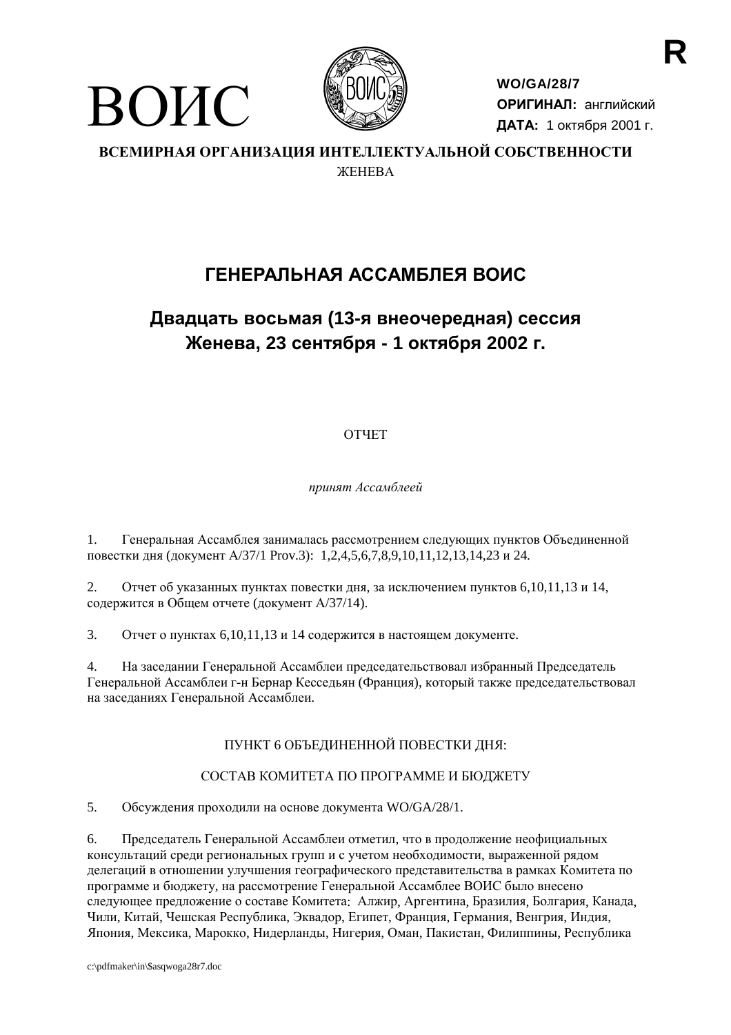R

ВОИС

**WO/GA/28/7**
**ОРИГИНАЛ:** английский
**ДАТА:** 1 октября 2001 г.

**ВСЕМИРНАЯ ОРГАНИЗАЦИЯ ИНТЕЛЛЕКТУАЛЬНОЙ СОБСТВЕННОСТИ**
ЖЕНЕВА

# ГЕНЕРАЛЬНАЯ АССАМБЛЕЯ ВОИС

## Двадцать восьмая (13-я внеочередная) сессия
## Женева, 23 сентября - 1 октября 2002 г.

ОТЧЕТ

*принят Ассамблеей*

1. Генеральная Ассамблея занималась рассмотрением следующих пунктов Объединенной повестки дня (документ A/37/1 Prov.3): 1,2,4,5,6,7,8,9,10,11,12,13,14,23 и 24.

2. Отчет об указанных пунктах повестки дня, за исключением пунктов 6,10,11,13 и 14, содержится в Общем отчете (документ A/37/14).

3. Отчет о пунктах 6,10,11,13 и 14 содержится в настоящем документе.

4. На заседании Генеральной Ассамблеи председательствовал избранный Председатель Генеральной Ассамблеи г-н Бернар Кесседьян (Франция), который также председательствовал на заседаниях Генеральной Ассамблеи.

ПУНКТ 6 ОБЪЕДИНЕННОЙ ПОВЕСТКИ ДНЯ:

СОСТАВ КОМИТЕТА ПО ПРОГРАММЕ И БЮДЖЕТУ

5. Обсуждения проходили на основе документа WO/GA/28/1.

6. Председатель Генеральной Ассамблеи отметил, что в продолжение неофициальных консультаций среди региональных групп и с учетом необходимости, выраженной рядом делегаций в отношении улучшения географического представительства в рамках Комитета по программе и бюджету, на рассмотрение Генеральной Ассамблее ВОИС было внесено следующее предложение о составе Комитета: Алжир, Аргентина, Бразилия, Болгария, Канада, Чили, Китай, Чешская Республика, Эквадор, Египет, Франция, Германия, Венгрия, Индия, Япония, Мексика, Марокко, Нидерланды, Нигерия, Оман, Пакистан, Филиппины, Республика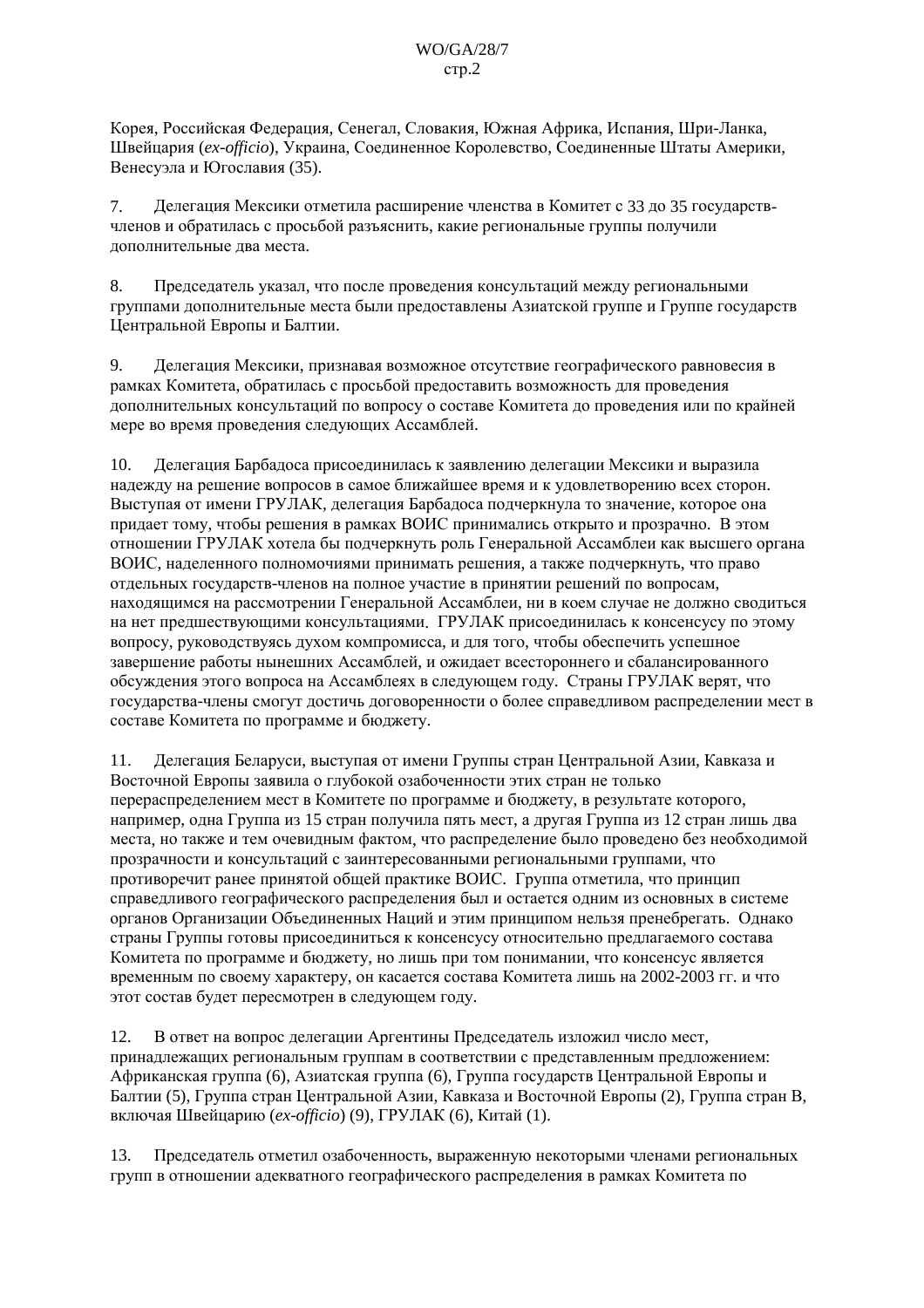Корея, Российская Федерация, Сенегал, Словакия, Южная Африка, Испания, Шри-Ланка, Швейцария (*ex-officio*), Украина, Соединенное Королевство, Соединенные Штаты Америки, Венесуэла и Югославия (35).

7. Делегация Мексики отметила расширение членства в Комитет с 33 до 35 государств-членов и обратилась с просьбой разъяснить, какие региональные группы получили дополнительные два места.

8. Председатель указал, что после проведения консультаций между региональными группами дополнительные места были предоставлены Азиатской группе и Группе государств Центральной Европы и Балтии.

9. Делегация Мексики, признавая возможное отсутствие географического равновесия в рамках Комитета, обратилась с просьбой предоставить возможность для проведения дополнительных консультаций по вопросу о составе Комитета до проведения или по крайней мере во время проведения следующих Ассамблей.

10. Делегация Барбадоса присоединилась к заявлению делегации Мексики и выразила надежду на решение вопросов в самое ближайшее время и к удовлетворению всех сторон. Выступая от имени ГРУЛАК, делегация Барбадоса подчеркнула то значение, которое она придает тому, чтобы решения в рамках ВОИС принимались открыто и прозрачно. В этом отношении ГРУЛАК хотела бы подчеркнуть роль Генеральной Ассамблеи как высшего органа ВОИС, наделенного полномочиями принимать решения, а также подчеркнуть, что право отдельных государств-членов на полное участие в принятии решений по вопросам, находящимся на рассмотрении Генеральной Ассамблеи, ни в коем случае не должно сводиться на нет предшествующими консультациями. ГРУЛАК присоединилась к консенсусу по этому вопросу, руководствуясь духом компромисса, и для того, чтобы обеспечить успешное завершение работы нынешних Ассамблей, и ожидает всестороннего и сбалансированного обсуждения этого вопроса на Ассамблеях в следующем году. Страны ГРУЛАК верят, что государства-члены смогут достичь договоренности о более справедливом распределении мест в составе Комитета по программе и бюджету.

11. Делегация Беларуси, выступая от имени Группы стран Центральной Азии, Кавказа и Восточной Европы заявила о глубокой озабоченности этих стран не только перераспределением мест в Комитете по программе и бюджету, в результате которого, например, одна Группа из 15 стран получила пять мест, а другая Группа из 12 стран лишь два места, но также и тем очевидным фактом, что распределение было проведено без необходимой прозрачности и консультаций с заинтересованными региональными группами, что противоречит ранее принятой общей практике ВОИС. Группа отметила, что принцип справедливого географического распределения был и остается одним из основных в системе органов Организации Объединенных Наций и этим принципом нельзя пренебрегать. Однако страны Группы готовы присоединиться к консенсусу относительно предлагаемого состава Комитета по программе и бюджету, но лишь при том понимании, что консенсус является временным по своему характеру, он касается состава Комитета лишь на 2002-2003 гг. и что этот состав будет пересмотрен в следующем году.

12. В ответ на вопрос делегации Аргентины Председатель изложил число мест, принадлежащих региональным группам в соответствии с представленным предложением: Африканская группа (6), Азиатская группа (6), Группа государств Центральной Европы и Балтии (5), Группа стран Центральной Азии, Кавказа и Восточной Европы (2), Группа стран В, включая Швейцарию (*ex-officio*) (9), ГРУЛАК (6), Китай (1).

13. Председатель отметил озабоченность, выраженную некоторыми членами региональных групп в отношении адекватного географического распределения в рамках Комитета по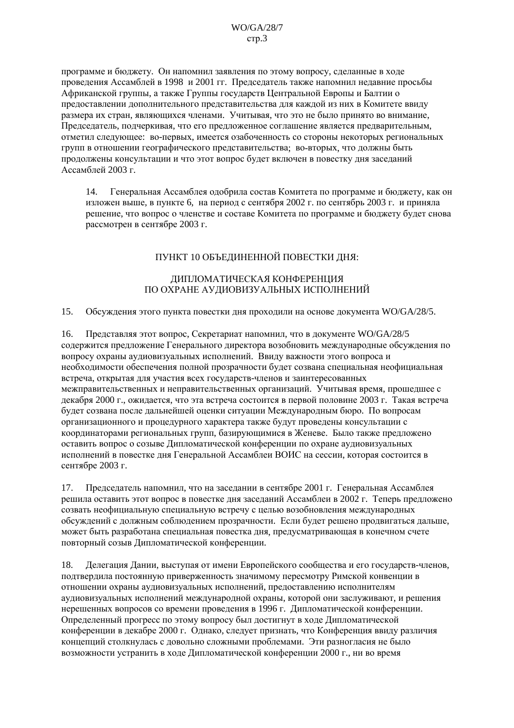программе и бюджету. Он напомнил заявления по этому вопросу, сделанные в ходе проведения Ассамблей в 1998 и 2001 гг. Председатель также напомнил недавние просьбы Африканской группы, а также Группы государств Центральной Европы и Балтии о предоставлении дополнительного представительства для каждой из них в Комитете ввиду размера их стран, являющихся членами. Учитывая, что это не было принято во внимание, Председатель, подчеркивая, что его предложенное соглашение является предварительным, отметил следующее: во-первых, имеется озабоченность со стороны некоторых региональных групп в отношении географического представительства; во-вторых, что должны быть продолжены консультации и что этот вопрос будет включен в повестку дня заседаний Ассамблей 2003 г.

14. Генеральная Ассамблея одобрила состав Комитета по программе и бюджету, как он изложен выше, в пункте 6, на период с сентября 2002 г. по сентябрь 2003 г. и приняла решение, что вопрос о членстве и составе Комитета по программе и бюджету будет снова рассмотрен в сентябре 2003 г.

## ПУНКТ 10 ОБЪЕДИНЕННОЙ ПОВЕСТКИ ДНЯ:

## ДИПЛОМАТИЧЕСКАЯ КОНФЕРЕНЦИЯ ПО ОХРАНЕ АУДИОВИЗУАЛЬНЫХ ИСПОЛНЕНИЙ

15. Обсуждения этого пункта повестки дня проходили на основе документа WO/GA/28/5.

16. Представляя этот вопрос, Секретариат напомнил, что в документе WO/GA/28/5 содержится предложение Генерального директора возобновить международные обсуждения по вопросу охраны аудиовизуальных исполнений. Ввиду важности этого вопроса и необходимости обеспечения полной прозрачности будет созвана специальная неофициальная встреча, открытая для участия всех государств-членов и заинтересованных межправительственных и неправительственных организаций. Учитывая время, прошедшее с декабря 2000 г., ожидается, что эта встреча состоится в первой половине 2003 г. Такая встреча будет созвана после дальнейшей оценки ситуации Международным бюро. По вопросам организационного и процедурного характера также будут проведены консультации с координаторами региональных групп, базирующимися в Женеве. Было также предложено оставить вопрос о созыве Дипломатической конференции по охране аудиовизуальных исполнений в повестке дня Генеральной Ассамблеи ВОИС на сессии, которая состоится в сентябре 2003 г.

17. Председатель напомнил, что на заседании в сентябре 2001 г. Генеральная Ассамблея решила оставить этот вопрос в повестке дня заседаний Ассамблеи в 2002 г. Теперь предложено созвать неофициальную специальную встречу с целью возобновления международных обсуждений с должным соблюдением прозрачности. Если будет решено продвигаться дальше, может быть разработана специальная повестка дня, предусматривающая в конечном счете повторный созыв Дипломатической конференции.

18. Делегация Дании, выступая от имени Европейского сообщества и его государств-членов, подтвердила постоянную приверженность значимому пересмотру Римской конвенции в отношении охраны аудиовизуальных исполнений, предоставлению исполнителям аудиовизуальных исполнений международной охраны, которой они заслуживают, и решения нерешенных вопросов со времени проведения в 1996 г. Дипломатической конференции. Определенный прогресс по этому вопросу был достигнут в ходе Дипломатической конференции в декабре 2000 г. Однако, следует признать, что Конференция ввиду различия концепций столкнулась с довольно сложными проблемами. Эти разногласия не было возможности устранить в ходе Дипломатической конференции 2000 г., ни во время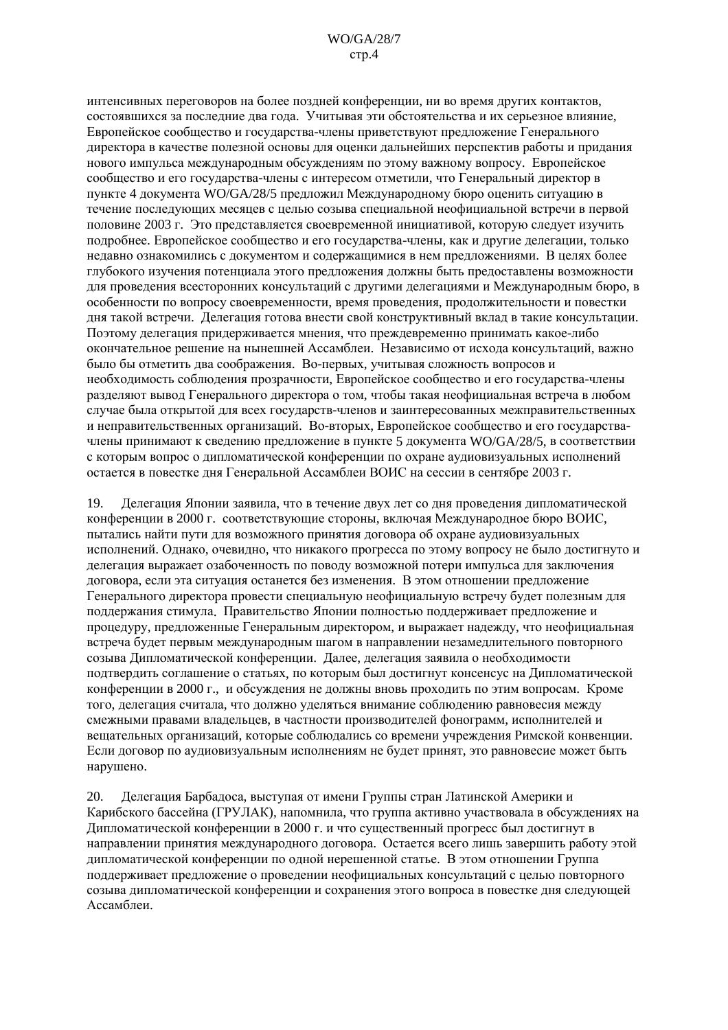интенсивных переговоров на более поздней конференции, ни во время других контактов, состоявшихся за последние два года. Учитывая эти обстоятельства и их серьезное влияние, Европейское сообщество и государства-члены приветствуют предложение Генерального директора в качестве полезной основы для оценки дальнейших перспектив работы и придания нового импульса международным обсуждениям по этому важному вопросу. Европейское сообщество и его государства-члены с интересом отметили, что Генеральный директор в пункте 4 документа WO/GA/28/5 предложил Международному бюро оценить ситуацию в течение последующих месяцев с целью созыва специальной неофициальной встречи в первой половине 2003 г. Это представляется своевременной инициативой, которую следует изучить подробнее. Европейское сообщество и его государства-члены, как и другие делегации, только недавно ознакомились с документом и содержащимися в нем предложениями. В целях более глубокого изучения потенциала этого предложения должны быть предоставлены возможности для проведения всесторонних консультаций с другими делегациями и Международным бюро, в особенности по вопросу своевременности, время проведения, продолжительности и повестки дня такой встречи. Делегация готова внести свой конструктивный вклад в такие консультации. Поэтому делегация придерживается мнения, что преждевременно принимать какое-либо окончательное решение на нынешней Ассамблеи. Независимо от исхода консультаций, важно было бы отметить два соображения. Во-первых, учитывая сложность вопросов и необходимость соблюдения прозрачности, Европейское сообщество и его государства-члены разделяют вывод Генерального директора о том, чтобы такая неофициальная встреча в любом случае была открытой для всех государств-членов и заинтересованных межправительственных и неправительственных организаций. Во-вторых, Европейское сообщество и его государства-члены принимают к сведению предложение в пункте 5 документа WO/GA/28/5, в соответствии с которым вопрос о дипломатической конференции по охране аудиовизуальных исполнений остается в повестке дня Генеральной Ассамблеи ВОИС на сессии в сентябре 2003 г.

19. Делегация Японии заявила, что в течение двух лет со дня проведения дипломатической конференции в 2000 г. соответствующие стороны, включая Международное бюро ВОИС, пытались найти пути для возможного принятия договора об охране аудиовизуальных исполнений. Однако, очевидно, что никакого прогресса по этому вопросу не было достигнуто и делегация выражает озабоченность по поводу возможной потери импульса для заключения договора, если эта ситуация останется без изменения. В этом отношении предложение Генерального директора провести специальную неофициальную встречу будет полезным для поддержания стимула. Правительство Японии полностью поддерживает предложение и процедуру, предложенные Генеральным директором, и выражает надежду, что неофициальная встреча будет первым международным шагом в направлении незамедлительного повторного созыва Дипломатической конференции. Далее, делегация заявила о необходимости подтвердить соглашение о статьях, по которым был достигнут консенсус на Дипломатической конференции в 2000 г., и обсуждения не должны вновь проходить по этим вопросам. Кроме того, делегация считала, что должно уделяться внимание соблюдению равновесия между смежными правами владельцев, в частности производителей фонограмм, исполнителей и вещательных организаций, которые соблюдались со времени учреждения Римской конвенции. Если договор по аудиовизуальным исполнениям не будет принят, это равновесие может быть нарушено.

20. Делегация Барбадоса, выступая от имени Группы стран Латинской Америки и Карибского бассейна (ГРУЛАК), напомнила, что группа активно участвовала в обсуждениях на Дипломатической конференции в 2000 г. и что существенный прогресс был достигнут в направлении принятия международного договора. Остается всего лишь завершить работу этой дипломатической конференции по одной нерешенной статье. В этом отношении Группа поддерживает предложение о проведении неофициальных консультаций с целью повторного созыва дипломатической конференции и сохранения этого вопроса в повестке дня следующей Ассамблеи.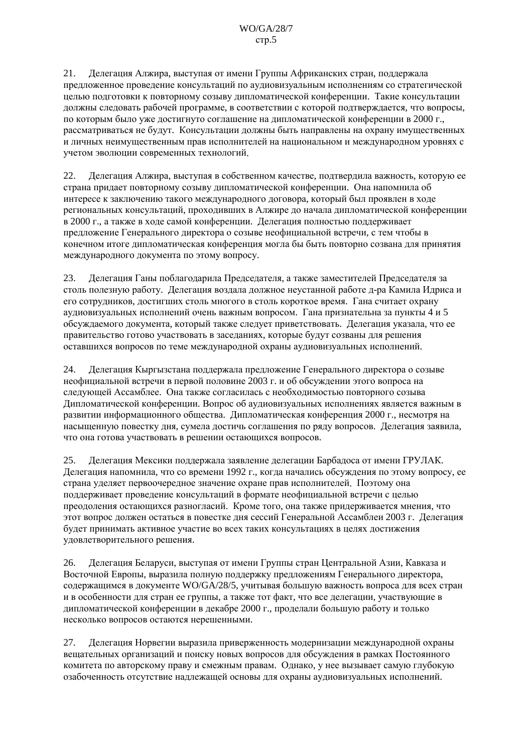21. Делегация Алжира, выступая от имени Группы Африканских стран, поддержала предложенное проведение консультаций по аудиовизуальным исполнениям со стратегической целью подготовки к повторному созыву дипломатической конференции. Такие консультации должны следовать рабочей программе, в соответствии с которой подтверждается, что вопросы, по которым было уже достигнуто соглашение на дипломатической конференции в 2000 г., рассматриваться не будут. Консультации должны быть направлены на охрану имущественных и личных неимущественным прав исполнителей на национальном и международном уровнях с учетом эволюции современных технологий.

22. Делегация Алжира, выступая в собственном качестве, подтвердила важность, которую ее страна придает повторному созыву дипломатической конференции. Она напомнила об интересе к заключению такого международного договора, который был проявлен в ходе региональных консультаций, проходивших в Алжире до начала дипломатической конференции в 2000 г., а также в ходе самой конференции. Делегация полностью поддерживает предложение Генерального директора о созыве неофициальной встречи, с тем чтобы в конечном итоге дипломатическая конференция могла бы быть повторно созвана для принятия международного документа по этому вопросу.

23. Делегация Ганы поблагодарила Председателя, а также заместителей Председателя за столь полезную работу. Делегация воздала должное неустанной работе д-ра Камила Идриса и его сотрудников, достигших столь многого в столь короткое время. Гана считает охрану аудиовизуальных исполнений очень важным вопросом. Гана признательна за пункты 4 и 5 обсуждаемого документа, который также следует приветствовать. Делегация указала, что ее правительство готово участвовать в заседаниях, которые будут созваны для решения оставшихся вопросов по теме международной охраны аудиовизуальных исполнений.

24. Делегация Кыргызстана поддержала предложение Генерального директора о созыве неофициальной встречи в первой половине 2003 г. и об обсуждении этого вопроса на следующей Ассамблее. Она также согласилась с необходимостью повторного созыва Дипломатической конференции. Вопрос об аудиовизуальных исполнениях является важным в развитии информационного общества. Дипломатическая конференция 2000 г., несмотря на насыщенную повестку дня, сумела достичь соглашения по ряду вопросов. Делегация заявила, что она готова участвовать в решении остающихся вопросов.

25. Делегация Мексики поддержала заявление делегации Барбадоса от имени ГРУЛАК. Делегация напомнила, что со времени 1992 г., когда начались обсуждения по этому вопросу, ее страна уделяет первоочередное значение охране прав исполнителей. Поэтому она поддерживает проведение консультаций в формате неофициальной встречи с целью преодоления остающихся разногласий. Кроме того, она также придерживается мнения, что этот вопрос должен остаться в повестке дня сессий Генеральной Ассамблеи 2003 г. Делегация будет принимать активное участие во всех таких консультациях в целях достижения удовлетворительного решения.

26. Делегация Беларуси, выступая от имени Группы стран Центральной Азии, Кавказа и Восточной Европы, выразила полную поддержку предложениям Генерального директора, содержащимся в документе WO/GA/28/5, учитывая большую важность вопроса для всех стран и в особенности для стран ее группы, а также тот факт, что все делегации, участвующие в дипломатической конференции в декабре 2000 г., проделали большую работу и только несколько вопросов остаются нерешенными.

27. Делегация Норвегии выразила приверженность модернизации международной охраны вещательных организаций и поиску новых вопросов для обсуждения в рамках Постоянного комитета по авторскому праву и смежным правам. Однако, у нее вызывает самую глубокую озабоченность отсутствие надлежащей основы для охраны аудиовизуальных исполнений.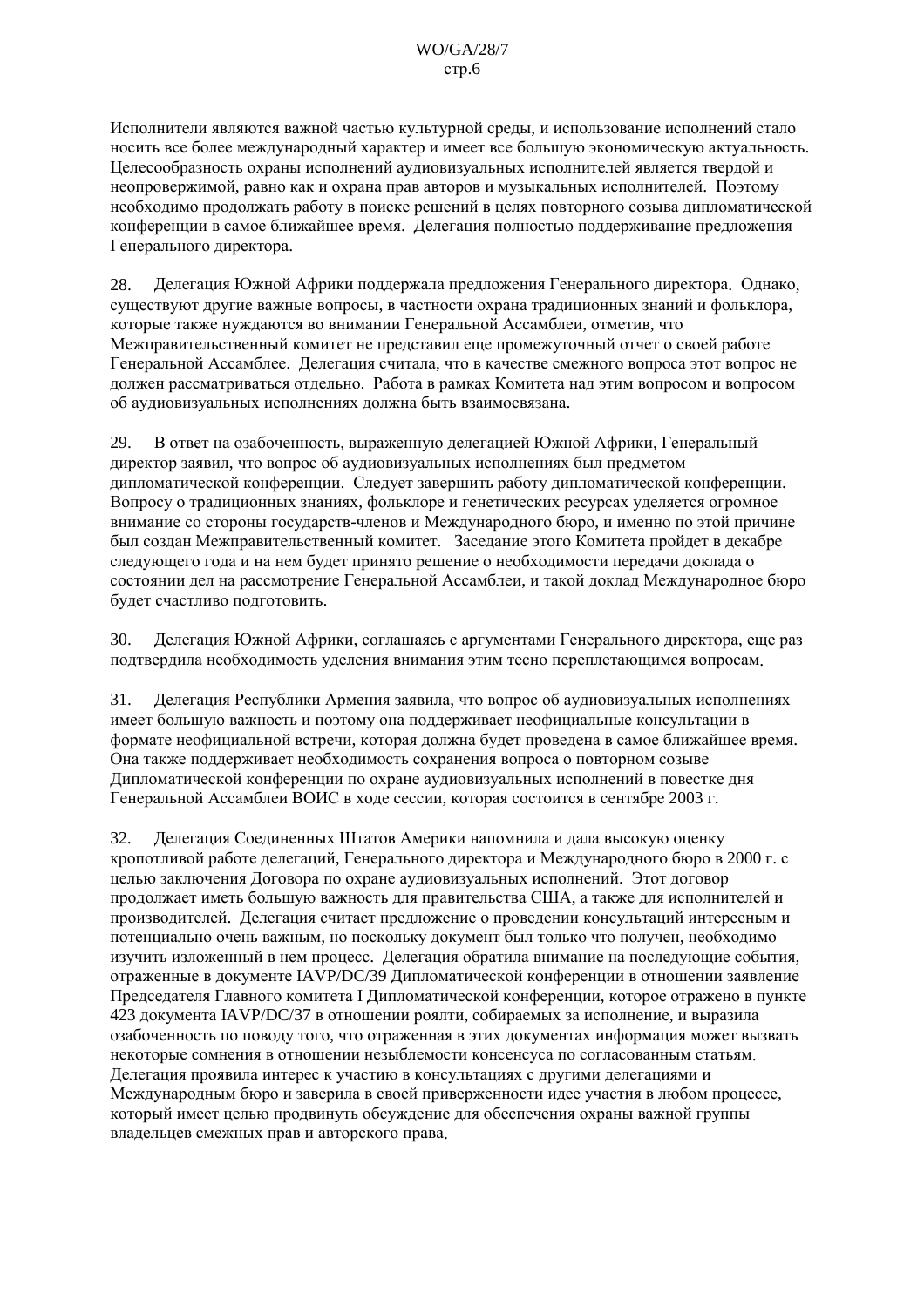Исполнители являются важной частью культурной среды, и использование исполнений стало носить все более международный характер и имеет все большую экономическую актуальность. Целесообразность охраны исполнений аудиовизуальных исполнителей является твердой и неопровержимой, равно как и охрана прав авторов и музыкальных исполнителей. Поэтому необходимо продолжать работу в поиске решений в целях повторного созыва дипломатической конференции в самое ближайшее время. Делегация полностью поддерживание предложения Генерального директора.

28. Делегация Южной Африки поддержала предложения Генерального директора. Однако, существуют другие важные вопросы, в частности охрана традиционных знаний и фольклора, которые также нуждаются во внимании Генеральной Ассамблеи, отметив, что Межправительственный комитет не представил еще промежуточный отчет о своей работе Генеральной Ассамблее. Делегация считала, что в качестве смежного вопроса этот вопрос не должен рассматриваться отдельно. Работа в рамках Комитета над этим вопросом и вопросом об аудиовизуальных исполнениях должна быть взаимосвязана.

29. В ответ на озабоченность, выраженную делегацией Южной Африки, Генеральный директор заявил, что вопрос об аудиовизуальных исполнениях был предметом дипломатической конференции. Следует завершить работу дипломатической конференции. Вопросу о традиционных знаниях, фольклоре и генетических ресурсах уделяется огромное внимание со стороны государств-членов и Международного бюро, и именно по этой причине был создан Межправительственный комитет. Заседание этого Комитета пройдет в декабре следующего года и на нем будет принято решение о необходимости передачи доклада о состоянии дел на рассмотрение Генеральной Ассамблеи, и такой доклад Международное бюро будет счастливо подготовить.

30. Делегация Южной Африки, соглашаясь с аргументами Генерального директора, еще раз подтвердила необходимость уделения внимания этим тесно переплетающимся вопросам.

31. Делегация Республики Армения заявила, что вопрос об аудиовизуальных исполнениях имеет большую важность и поэтому она поддерживает неофициальные консультации в формате неофициальной встречи, которая должна будет проведена в самое ближайшее время. Она также поддерживает необходимость сохранения вопроса о повторном созыве Дипломатической конференции по охране аудиовизуальных исполнений в повестке дня Генеральной Ассамблеи ВОИС в ходе сессии, которая состоится в сентябре 2003 г.

32. Делегация Соединенных Штатов Америки напомнила и дала высокую оценку кропотливой работе делегаций, Генерального директора и Международного бюро в 2000 г. с целью заключения Договора по охране аудиовизуальных исполнений. Этот договор продолжает иметь большую важность для правительства США, а также для исполнителей и производителей. Делегация считает предложение о проведении консультаций интересным и потенциально очень важным, но поскольку документ был только что получен, необходимо изучить изложенный в нем процесс. Делегация обратила внимание на последующие события, отраженные в документе IAVP/DC/39 Дипломатической конференции в отношении заявление Председателя Главного комитета I Дипломатической конференции, которое отражено в пункте 423 документа IAVP/DC/37 в отношении роялти, собираемых за исполнение, и выразила озабоченность по поводу того, что отраженная в этих документах информация может вызвать некоторые сомнения в отношении незыблемости консенсуса по согласованным статьям. Делегация проявила интерес к участию в консультациях с другими делегациями и Международным бюро и заверила в своей приверженности идее участия в любом процессе, который имеет целью продвинуть обсуждение для обеспечения охраны важной группы владельцев смежных прав и авторского права.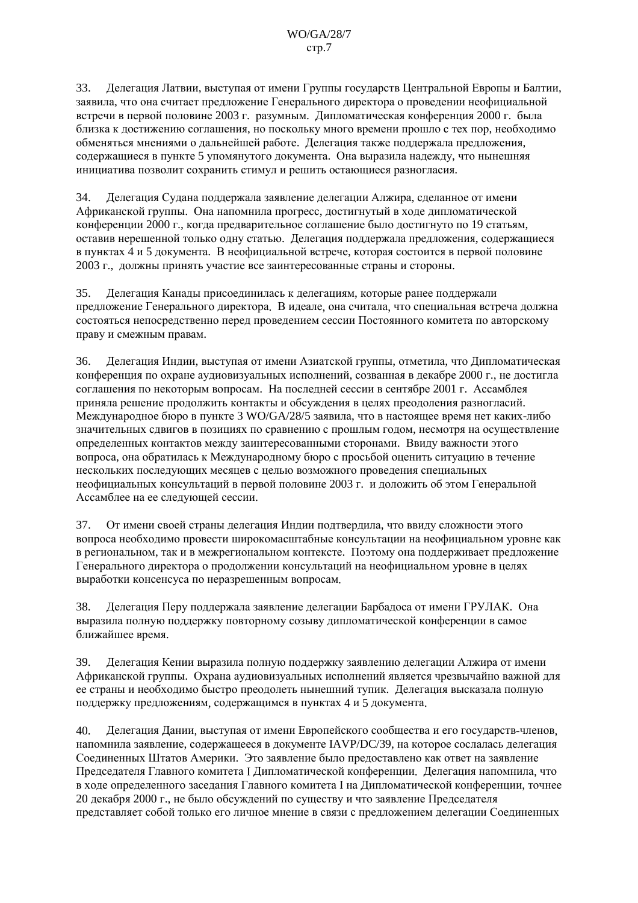33. Делегация Латвии, выступая от имени Группы государств Центральной Европы и Балтии, заявила, что она считает предложение Генерального директора о проведении неофициальной встречи в первой половине 2003 г. разумным. Дипломатическая конференция 2000 г. была близка к достижению соглашения, но поскольку много времени прошло с тех пор, необходимо обменяться мнениями о дальнейшей работе. Делегация также поддержала предложения, содержащиеся в пункте 5 упомянутого документа. Она выразила надежду, что нынешняя инициатива позволит сохранить стимул и решить остающиеся разногласия.

34. Делегация Судана поддержала заявление делегации Алжира, сделанное от имени Африканской группы. Она напомнила прогресс, достигнутый в ходе дипломатической конференции 2000 г., когда предварительное соглашение было достигнуто по 19 статьям, оставив нерешенной только одну статью. Делегация поддержала предложения, содержащиеся в пунктах 4 и 5 документа. В неофициальной встрече, которая состоится в первой половине 2003 г., должны принять участие все заинтересованные страны и стороны.

35. Делегация Канады присоединилась к делегациям, которые ранее поддержали предложение Генерального директора. В идеале, она считала, что специальная встреча должна состояться непосредственно перед проведением сессии Постоянного комитета по авторскому праву и смежным правам.

36. Делегация Индии, выступая от имени Азиатской группы, отметила, что Дипломатическая конференция по охране аудиовизуальных исполнений, созванная в декабре 2000 г., не достигла соглашения по некоторым вопросам. На последней сессии в сентябре 2001 г. Ассамблея приняла решение продолжить контакты и обсуждения в целях преодоления разногласий. Международное бюро в пункте 3 WO/GA/28/5 заявила, что в настоящее время нет каких-либо значительных сдвигов в позициях по сравнению с прошлым годом, несмотря на осуществление определенных контактов между заинтересованными сторонами. Ввиду важности этого вопроса, она обратилась к Международному бюро с просьбой оценить ситуацию в течение нескольких последующих месяцев с целью возможного проведения специальных неофициальных консультаций в первой половине 2003 г. и доложить об этом Генеральной Ассамблее на ее следующей сессии.

37. От имени своей страны делегация Индии подтвердила, что ввиду сложности этого вопроса необходимо провести широкомасштабные консультации на неофициальном уровне как в региональном, так и в межрегиональном контексте. Поэтому она поддерживает предложение Генерального директора о продолжении консультаций на неофициальном уровне в целях выработки консенсуса по неразрешенным вопросам.

38. Делегация Перу поддержала заявление делегации Барбадоса от имени ГРУЛАК. Она выразила полную поддержку повторному созыву дипломатической конференции в самое ближайшее время.

39. Делегация Кении выразила полную поддержку заявлению делегации Алжира от имени Африканской группы. Охрана аудиовизуальных исполнений является чрезвычайно важной для ее страны и необходимо быстро преодолеть нынешний тупик. Делегация высказала полную поддержку предложениям, содержащимся в пунктах 4 и 5 документа.

40. Делегация Дании, выступая от имени Европейского сообщества и его государств-членов, напомнила заявление, содержащееся в документе IAVP/DC/39, на которое сослалась делегация Соединенных Штатов Америки. Это заявление было предоставлено как ответ на заявление Председателя Главного комитета I Дипломатической конференции. Делегация напомнила, что в ходе определенного заседания Главного комитета I на Дипломатической конференции, точнее 20 декабря 2000 г., не было обсуждений по существу и что заявление Председателя представляет собой только его личное мнение в связи с предложением делегации Соединенных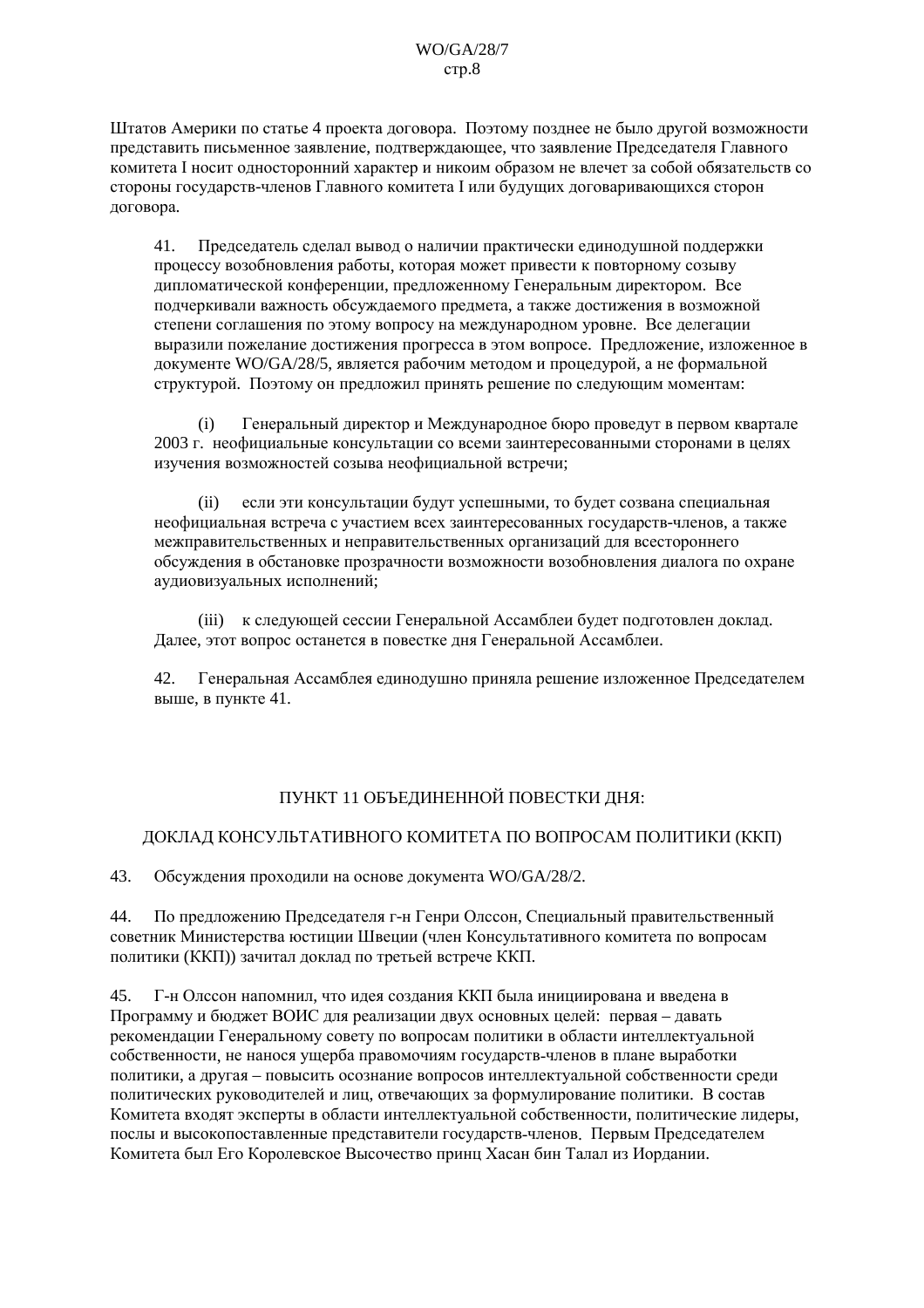Штатов Америки по статье 4 проекта договора. Поэтому позднее не было другой возможности представить письменное заявление, подтверждающее, что заявление Председателя Главного комитета I носит односторонний характер и никоим образом не влечет за собой обязательств со стороны государств-членов Главного комитета I или будущих договаривающихся сторон договора.

41. Председатель сделал вывод о наличии практически единодушной поддержки процессу возобновления работы, которая может привести к повторному созыву дипломатической конференции, предложенному Генеральным директором. Все подчеркивали важность обсуждаемого предмета, а также достижения в возможной степени соглашения по этому вопросу на международном уровне. Все делегации выразили пожелание достижения прогресса в этом вопросе. Предложение, изложенное в документе WO/GA/28/5, является рабочим методом и процедурой, а не формальной структурой. Поэтому он предложил принять решение по следующим моментам:

(i) Генеральный директор и Международное бюро проведут в первом квартале 2003 г. неофициальные консультации со всеми заинтересованными сторонами в целях изучения возможностей созыва неофициальной встречи;

(ii) если эти консультации будут успешными, то будет созвана специальная неофициальная встреча с участием всех заинтересованных государств-членов, а также межправительственных и неправительственных организаций для всестороннего обсуждения в обстановке прозрачности возможности возобновления диалога по охране аудиовизуальных исполнений;

(iii) к следующей сессии Генеральной Ассамблеи будет подготовлен доклад. Далее, этот вопрос останется в повестке дня Генеральной Ассамблеи.

42. Генеральная Ассамблея единодушно приняла решение изложенное Председателем выше, в пункте 41.

## ПУНКТ 11 ОБЪЕДИНЕННОЙ ПОВЕСТКИ ДНЯ:

## ДОКЛАД КОНСУЛЬТАТИВНОГО КОМИТЕТА ПО ВОПРОСАМ ПОЛИТИКИ (ККП)

43. Обсуждения проходили на основе документа WO/GA/28/2.

44. По предложению Председателя г-н Генри Олссон, Специальный правительственный советник Министерства юстиции Швеции (член Консультативного комитета по вопросам политики (ККП)) зачитал доклад по третьей встрече ККП.

45. Г-н Олссон напомнил, что идея создания ККП была инициирована и введена в Программу и бюджет ВОИС для реализации двух основных целей: первая – давать рекомендации Генеральному совету по вопросам политики в области интеллектуальной собственности, не нанося ущерба правомочиям государств-членов в плане выработки политики, а другая – повысить осознание вопросов интеллектуальной собственности среди политических руководителей и лиц, отвечающих за формулирование политики. В состав Комитета входят эксперты в области интеллектуальной собственности, политические лидеры, послы и высокопоставленные представители государств-членов. Первым Председателем Комитета был Его Королевское Высочество принц Хасан бин Талал из Иордании.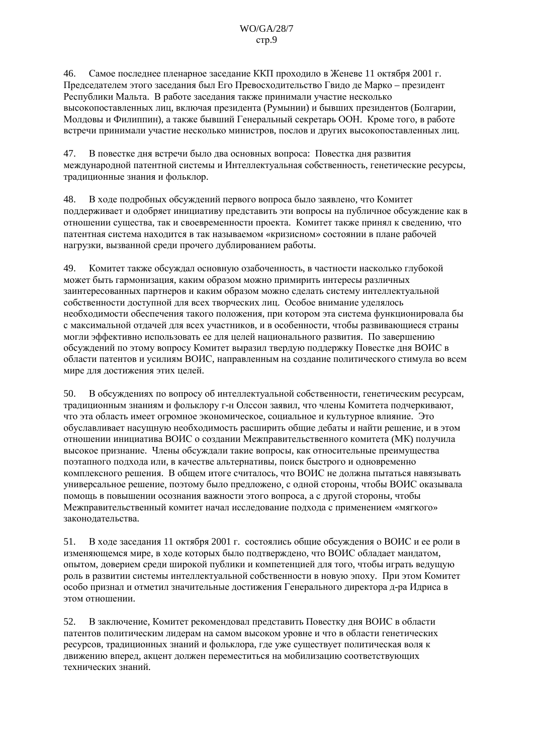46. Самое последнее пленарное заседание ККП проходило в Женеве 11 октября 2001 г. Председателем этого заседания был Его Превосходительство Гвидо де Марко – президент Республики Мальта. В работе заседания также принимали участие несколько высокопоставленных лиц, включая президента (Румынии) и бывших президентов (Болгарии, Молдовы и Филиппин), а также бывший Генеральный секретарь ООН. Кроме того, в работе встречи принимали участие несколько министров, послов и других высокопоставленных лиц.

47. В повестке дня встречи было два основных вопроса: Повестка дня развития международной патентной системы и Интеллектуальная собственность, генетические ресурсы, традиционные знания и фольклор.

48. В ходе подробных обсуждений первого вопроса было заявлено, что Комитет поддерживает и одобряет инициативу представить эти вопросы на публичное обсуждение как в отношении существа, так и своевременности проекта. Комитет также принял к сведению, что патентная система находится в так называемом «кризисном» состоянии в плане рабочей нагрузки, вызванной среди прочего дублированием работы.

49. Комитет также обсуждал основную озабоченность, в частности насколько глубокой может быть гармонизация, каким образом можно примирить интересы различных заинтересованных партнеров и каким образом можно сделать систему интеллектуальной собственности доступной для всех творческих лиц. Особое внимание уделялось необходимости обеспечения такого положения, при котором эта система функционировала бы с максимальной отдачей для всех участников, и в особенности, чтобы развивающиеся страны могли эффективно использовать ее для целей национального развития. По завершению обсуждений по этому вопросу Комитет выразил твердую поддержку Повестке дня ВОИС в области патентов и усилиям ВОИС, направленным на создание политического стимула во всем мире для достижения этих целей.

50. В обсуждениях по вопросу об интеллектуальной собственности, генетическим ресурсам, традиционным знаниям и фольклору г-н Олссон заявил, что члены Комитета подчеркивают, что эта область имеет огромное экономическое, социальное и культурное влияние. Это обуславливает насущную необходимость расширить общие дебаты и найти решение, и в этом отношении инициатива ВОИС о создании Межправительственного комитета (МК) получила высокое признание. Члены обсуждали такие вопросы, как относительные преимущества поэтапного подхода или, в качестве альтернативы, поиск быстрого и одновременно комплексного решения. В общем итоге считалось, что ВОИС не должна пытаться навязывать универсальное решение, поэтому было предложено, с одной стороны, чтобы ВОИС оказывала помощь в повышении осознания важности этого вопроса, а с другой стороны, чтобы Межправительственный комитет начал исследование подхода с применением «мягкого» законодательства.

51. В ходе заседания 11 октября 2001 г. состоялись общие обсуждения о ВОИС и ее роли в изменяющемся мире, в ходе которых было подтверждено, что ВОИС обладает мандатом, опытом, доверием среди широкой публики и компетенцией для того, чтобы играть ведущую роль в развитии системы интеллектуальной собственности в новую эпоху. При этом Комитет особо признал и отметил значительные достижения Генерального директора д-ра Идриса в этом отношении.

52. В заключение, Комитет рекомендовал представить Повестку дня ВОИС в области патентов политическим лидерам на самом высоком уровне и что в области генетических ресурсов, традиционных знаний и фольклора, где уже существует политическая воля к движению вперед, акцент должен переместиться на мобилизацию соответствующих технических знаний.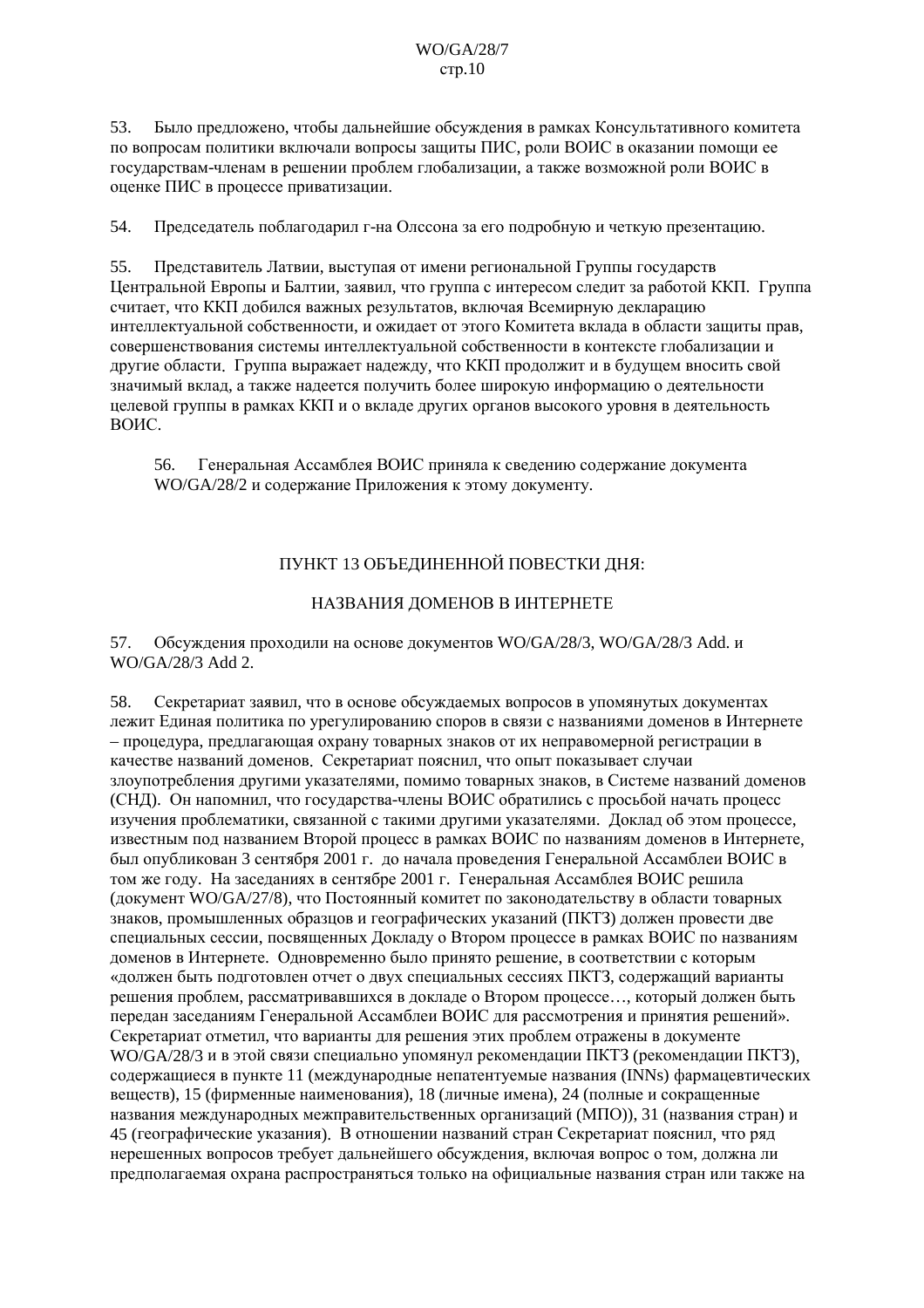53. Было предложено, чтобы дальнейшие обсуждения в рамках Консультативного комитета по вопросам политики включали вопросы защиты ПИС, роли ВОИС в оказании помощи ее государствам-членам в решении проблем глобализации, а также возможной роли ВОИС в оценке ПИС в процессе приватизации.

54. Председатель поблагодарил г-на Олссона за его подробную и четкую презентацию.

55. Представитель Латвии, выступая от имени региональной Группы государств Центральной Европы и Балтии, заявил, что группа с интересом следит за работой ККП. Группа считает, что ККП добился важных результатов, включая Всемирную декларацию интеллектуальной собственности, и ожидает от этого Комитета вклада в области защиты прав, совершенствования системы интеллектуальной собственности в контексте глобализации и другие области. Группа выражает надежду, что ККП продолжит и в будущем вносить свой значимый вклад, а также надеется получить более широкую информацию о деятельности целевой группы в рамках ККП и о вкладе других органов высокого уровня в деятельность ВОИС.

> 56. Генеральная Ассамблея ВОИС приняла к сведению содержание документа WO/GA/28/2 и содержание Приложения к этому документу.

## ПУНКТ 13 ОБЪЕДИНЕННОЙ ПОВЕСТКИ ДНЯ:

## НАЗВАНИЯ ДОМЕНОВ В ИНТЕРНЕТЕ

57. Обсуждения проходили на основе документов WO/GA/28/3, WO/GA/28/3 Add. и WO/GA/28/3 Add 2.

58. Секретариат заявил, что в основе обсуждаемых вопросов в упомянутых документах лежит Единая политика по урегулированию споров в связи с названиями доменов в Интернете – процедура, предлагающая охрану товарных знаков от их неправомерной регистрации в качестве названий доменов. Секретариат пояснил, что опыт показывает случаи злоупотребления другими указателями, помимо товарных знаков, в Системе названий доменов (СНД). Он напомнил, что государства-члены ВОИС обратились с просьбой начать процесс изучения проблематики, связанной с такими другими указателями. Доклад об этом процессе, известным под названием Второй процесс в рамках ВОИС по названиям доменов в Интернете, был опубликован 3 сентября 2001 г. до начала проведения Генеральной Ассамблеи ВОИС в том же году. На заседаниях в сентябре 2001 г. Генеральная Ассамблея ВОИС решила (документ WO/GA/27/8), что Постоянный комитет по законодательству в области товарных знаков, промышленных образцов и географических указаний (ПКТЗ) должен провести две специальных сессии, посвященных Докладу о Втором процессе в рамках ВОИС по названиям доменов в Интернете. Одновременно было принято решение, в соответствии с которым «должен быть подготовлен отчет о двух специальных сессиях ПКТЗ, содержащий варианты решения проблем, рассматривавшихся в докладе о Втором процессе…, который должен быть передан заседаниям Генеральной Ассамблеи ВОИС для рассмотрения и принятия решений». Секретариат отметил, что варианты для решения этих проблем отражены в документе WO/GA/28/3 и в этой связи специально упомянул рекомендации ПКТЗ (рекомендации ПКТЗ), содержащиеся в пункте 11 (международные непатентуемые названия (INNs) фармацевтических веществ), 15 (фирменные наименования), 18 (личные имена), 24 (полные и сокращенные названия международных межправительственных организаций (МПО)), 31 (названия стран) и 45 (географические указания). В отношении названий стран Секретариат пояснил, что ряд нерешенных вопросов требует дальнейшего обсуждения, включая вопрос о том, должна ли предполагаемая охрана распространяться только на официальные названия стран или также на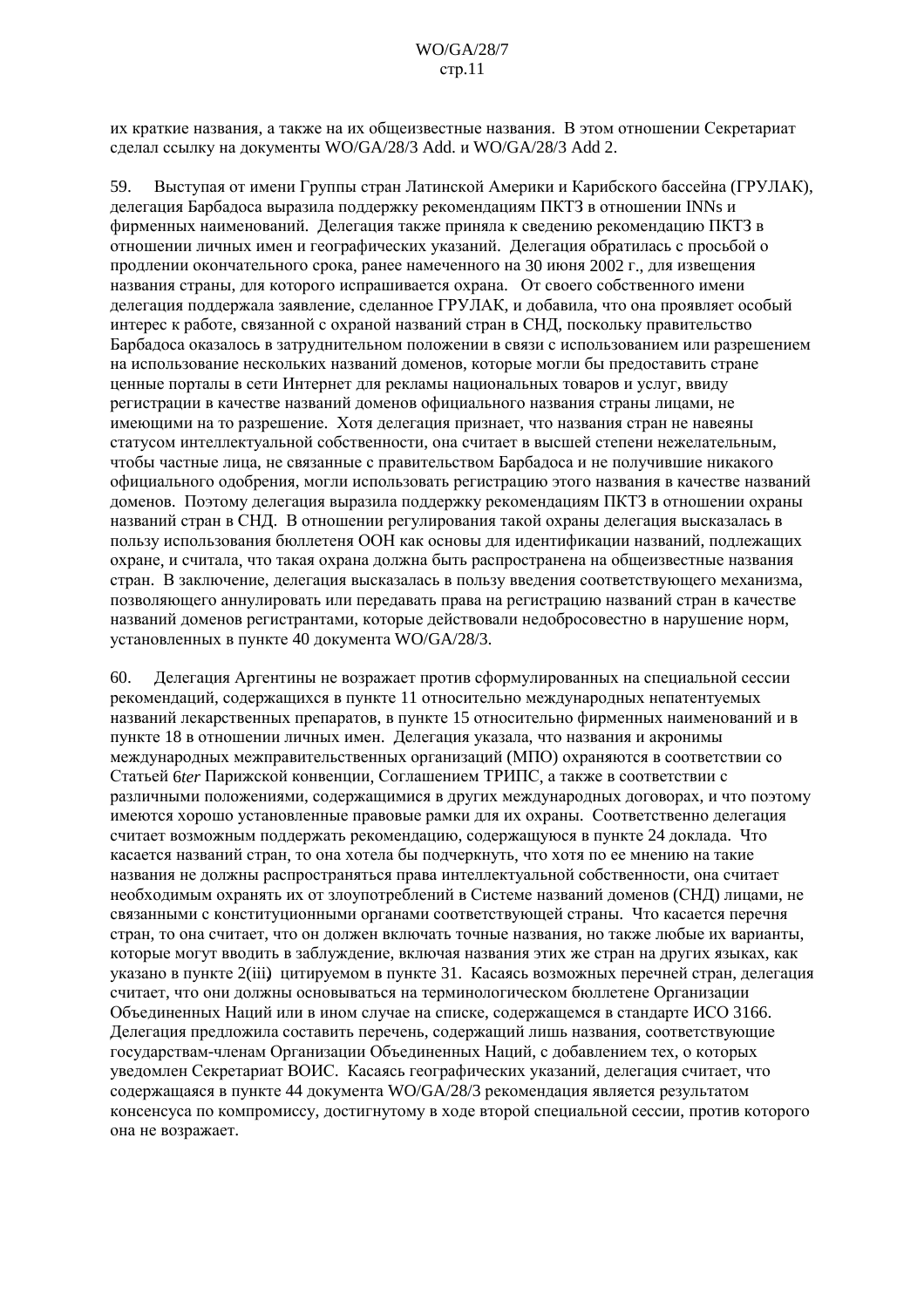их краткие названия, а также на их общеизвестные названия. В этом отношении Секретариат сделал ссылку на документы WO/GA/28/3 Add. и WO/GA/28/3 Add 2.

59. Выступая от имени Группы стран Латинской Америки и Карибского бассейна (ГРУЛАК), делегация Барбадоса выразила поддержку рекомендациям ПКТЗ в отношении INNs и фирменных наименований. Делегация также приняла к сведению рекомендацию ПКТЗ в отношении личных имен и географических указаний. Делегация обратилась с просьбой о продлении окончательного срока, ранее намеченного на 30 июня 2002 г., для извещения названия страны, для которого испрашивается охрана. От своего собственного имени делегация поддержала заявление, сделанное ГРУЛАК, и добавила, что она проявляет особый интерес к работе, связанной с охраной названий стран в СНД, поскольку правительство Барбадоса оказалось в затруднительном положении в связи с использованием или разрешением на использование нескольких названий доменов, которые могли бы предоставить стране ценные порталы в сети Интернет для рекламы национальных товаров и услуг, ввиду регистрации в качестве названий доменов официального названия страны лицами, не имеющими на то разрешение. Хотя делегация признает, что названия стран не навеяны статусом интеллектуальной собственности, она считает в высшей степени нежелательным, чтобы частные лица, не связанные с правительством Барбадоса и не получившие никакого официального одобрения, могли использовать регистрацию этого названия в качестве названий доменов. Поэтому делегация выразила поддержку рекомендациям ПКТЗ в отношении охраны названий стран в СНД. В отношении регулирования такой охраны делегация высказалась в пользу использования бюллетеня ООН как основы для идентификации названий, подлежащих охране, и считала, что такая охрана должна быть распространена на общеизвестные названия стран. В заключение, делегация высказалась в пользу введения соответствующего механизма, позволяющего аннулировать или передавать права на регистрацию названий стран в качестве названий доменов регистрантами, которые действовали недобросовестно в нарушение норм, установленных в пункте 40 документа WO/GA/28/3.

60. Делегация Аргентины не возражает против сформулированных на специальной сессии рекомендаций, содержащихся в пункте 11 относительно международных непатентуемых названий лекарственных препаратов, в пункте 15 относительно фирменных наименований и в пункте 18 в отношении личных имен. Делегация указала, что названия и акронимы международных межправительственных организаций (МПО) охраняются в соответствии со Статьей 6*ter* Парижской конвенции, Соглашением ТРИПС, а также в соответствии с различными положениями, содержащимися в других международных договорах, и что поэтому имеются хорошо установленные правовые рамки для их охраны. Соответственно делегация считает возможным поддержать рекомендацию, содержащуюся в пункте 24 доклада. Что касается названий стран, то она хотела бы подчеркнуть, что хотя по ее мнению на такие названия не должны распространяться права интеллектуальной собственности, она считает необходимым охранять их от злоупотреблений в Системе названий доменов (СНД) лицами, не связанными с конституционными органами соответствующей страны. Что касается перечня стран, то она считает, что он должен включать точные названия, но также любые их варианты, которые могут вводить в заблуждение, включая названия этих же стран на других языках, как указано в пункте 2(iii) цитируемом в пункте 31. Касаясь возможных перечней стран, делегация считает, что они должны основываться на терминологическом бюллетене Организации Объединенных Наций или в ином случае на списке, содержащемся в стандарте ИСО 3166. Делегация предложила составить перечень, содержащий лишь названия, соответствующие государствам-членам Организации Объединенных Наций, с добавлением тех, о которых уведомлен Секретариат ВОИС. Касаясь географических указаний, делегация считает, что содержащаяся в пункте 44 документа WO/GA/28/3 рекомендация является результатом консенсуса по компромиссу, достигнутому в ходе второй специальной сессии, против которого она не возражает.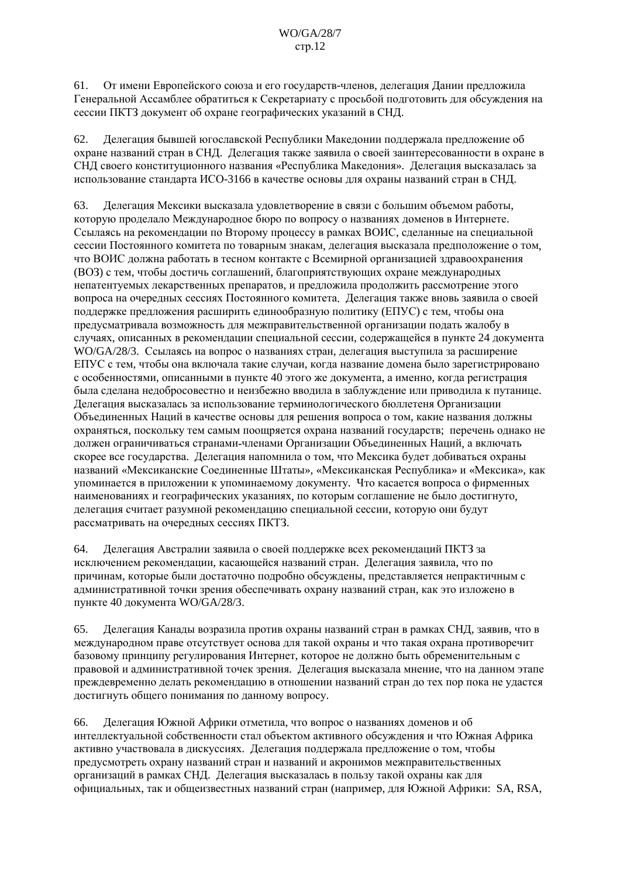61. От имени Европейского союза и его государств-членов, делегация Дании предложила Генеральной Ассамблее обратиться к Секретариату с просьбой подготовить для обсуждения на сессии ПКТЗ документ об охране географических указаний в СНД.

62. Делегация бывшей югославской Республики Македонии поддержала предложение об охране названий стран в СНД. Делегация также заявила о своей заинтересованности в охране в СНД своего конституционного названия «Республика Македония». Делегация высказалась за использование стандарта ИСО-3166 в качестве основы для охраны названий стран в СНД.

63. Делегация Мексики высказала удовлетворение в связи с большим объемом работы, которую проделало Международное бюро по вопросу о названиях доменов в Интернете. Ссылаясь на рекомендации по Второму процессу в рамках ВОИС, сделанные на специальной сессии Постоянного комитета по товарным знакам, делегация высказала предположение о том, что ВОИС должна работать в тесном контакте с Всемирной организацией здравоохранения (ВОЗ) с тем, чтобы достичь соглашений, благоприятствующих охране международных непатентуемых лекарственных препаратов, и предложила продолжить рассмотрение этого вопроса на очередных сессиях Постоянного комитета. Делегация также вновь заявила о своей поддержке предложения расширить единообразную политику (ЕПУС) с тем, чтобы она предусматривала возможность для межправительственной организации подать жалобу в случаях, описанных в рекомендации специальной сессии, содержащейся в пункте 24 документа WO/GA/28/3. Ссылаясь на вопрос о названиях стран, делегация выступила за расширение ЕПУС с тем, чтобы она включала такие случаи, когда название домена было зарегистрировано с особенностями, описанными в пункте 40 этого же документа, а именно, когда регистрация была сделана недобросовестно и неизбежно вводила в заблуждение или приводила к путанице. Делегация высказалась за использование терминологического бюллетеня Организации Объединенных Наций в качестве основы для решения вопроса о том, какие названия должны охраняться, поскольку тем самым поощряется охрана названий государств; перечень однако не должен ограничиваться странами-членами Организации Объединенных Наций, а включать скорее все государства. Делегация напомнила о том, что Мексика будет добиваться охраны названий «Мексиканские Соединенные Штаты», «Мексиканская Республика» и «Мексика», как упоминается в приложении к упоминаемому документу. Что касается вопроса о фирменных наименованиях и географических указаниях, по которым соглашение не было достигнуто, делегация считает разумной рекомендацию специальной сессии, которую они будут рассматривать на очередных сессиях ПКТЗ.

64. Делегация Австралии заявила о своей поддержке всех рекомендаций ПКТЗ за исключением рекомендации, касающейся названий стран. Делегация заявила, что по причинам, которые были достаточно подробно обсуждены, представляется непрактичным с административной точки зрения обеспечивать охрану названий стран, как это изложено в пункте 40 документа WO/GA/28/3.

65. Делегация Канады возразила против охраны названий стран в рамках СНД, заявив, что в международном праве отсутствует основа для такой охраны и что такая охрана противоречит базовому принципу регулирования Интернет, которое не должно быть обременительным с правовой и административной точек зрения. Делегация высказала мнение, что на данном этапе преждевременно делать рекомендацию в отношении названий стран до тех пор пока не удастся достигнуть общего понимания по данному вопросу.

66. Делегация Южной Африки отметила, что вопрос о названиях доменов и об интеллектуальной собственности стал объектом активного обсуждения и что Южная Африка активно участвовала в дискуссиях. Делегация поддержала предложение о том, чтобы предусмотреть охрану названий стран и названий и акронимов межправительственных организаций в рамках СНД. Делегация высказалась в пользу такой охраны как для официальных, так и общеизвестных названий стран (например, для Южной Африки: SA, RSA,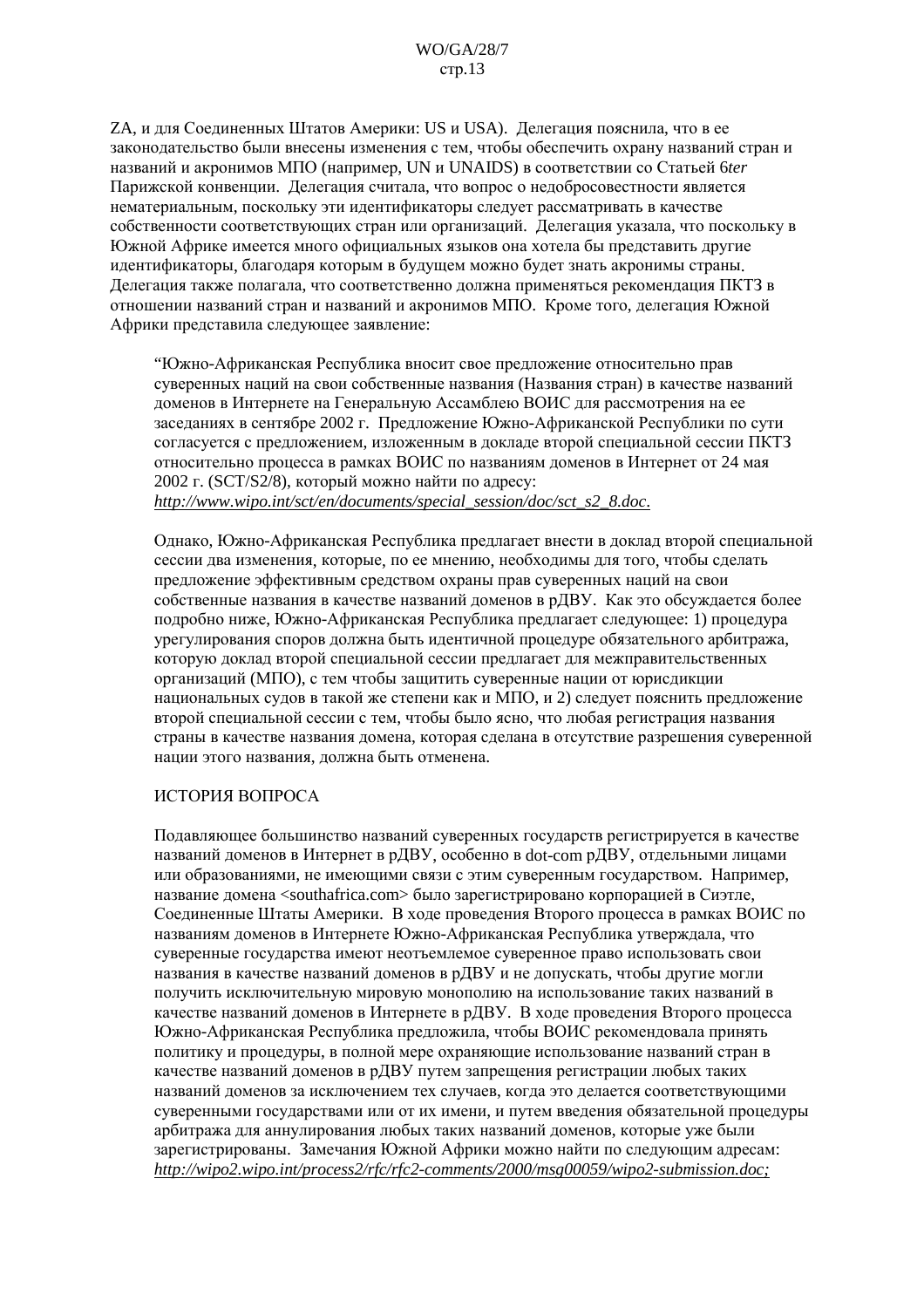ZA, и для Соединенных Штатов Америки: US и USA). Делегация пояснила, что в ее законодательство были внесены изменения с тем, чтобы обеспечить охрану названий стран и названий и акронимов МПО (например, UN и UNAIDS) в соответствии со Статьей 6*ter* Парижской конвенции. Делегация считала, что вопрос о недобросовестности является нематериальным, поскольку эти идентификаторы следует рассматривать в качестве собственности соответствующих стран или организаций. Делегация указала, что поскольку в Южной Африке имеется много официальных языков она хотела бы представить другие идентификаторы, благодаря которым в будущем можно будет знать акронимы страны. Делегация также полагала, что соответственно должна применяться рекомендация ПКТЗ в отношении названий стран и названий и акронимов МПО. Кроме того, делегация Южной Африки представила следующее заявление:

> "Южно-Африканская Республика вносит свое предложение относительно прав суверенных наций на свои собственные названия (Названия стран) в качестве названий доменов в Интернете на Генеральную Ассамблею ВОИС для рассмотрения на ее заседаниях в сентябре 2002 г. Предложение Южно-Африканской Республики по сути согласуется с предложением, изложенным в докладе второй специальной сессии ПКТЗ относительно процесса в рамках ВОИС по названиям доменов в Интернет от 24 мая 2002 г. (SCT/S2/8), который можно найти по адресу: *http://www.wipo.int/sct/en/documents/special_session/doc/sct_s2_8.doc*.
>
> Однако, Южно-Африканская Республика предлагает внести в доклад второй специальной сессии два изменения, которые, по ее мнению, необходимы для того, чтобы сделать предложение эффективным средством охраны прав суверенных наций на свои собственные названия в качестве названий доменов в рДВУ. Как это обсуждается более подробно ниже, Южно-Африканская Республика предлагает следующее: 1) процедура урегулирования споров должна быть идентичной процедуре обязательного арбитража, которую доклад второй специальной сессии предлагает для межправительственных организаций (МПО), с тем чтобы защитить суверенные нации от юрисдикции национальных судов в такой же степени как и МПО, и 2) следует пояснить предложение второй специальной сессии с тем, чтобы было ясно, что любая регистрация названия страны в качестве названия домена, которая сделана в отсутствие разрешения суверенной нации этого названия, должна быть отменена.
>
> ИСТОРИЯ ВОПРОСА
>
> Подавляющее большинство названий суверенных государств регистрируется в качестве названий доменов в Интернет в рДВУ, особенно в dot-com рДВУ, отдельными лицами или образованиями, не имеющими связи с этим суверенным государством. Например, название домена <southafrica.com> было зарегистрировано корпорацией в Сиэтле, Соединенные Штаты Америки. В ходе проведения Второго процесса в рамках ВОИС по названиям доменов в Интернете Южно-Африканская Республика утверждала, что суверенные государства имеют неотъемлемое суверенное право использовать свои названия в качестве названий доменов в рДВУ и не допускать, чтобы другие могли получить исключительную мировую монополию на использование таких названий в качестве названий доменов в Интернете в рДВУ. В ходе проведения Второго процесса Южно-Африканская Республика предложила, чтобы ВОИС рекомендовала принять политику и процедуры, в полной мере охраняющие использование названий стран в качестве названий доменов в рДВУ путем запрещения регистрации любых таких названий доменов за исключением тех случаев, когда это делается соответствующими суверенными государствами или от их имени, и путем введения обязательной процедуры арбитража для аннулирования любых таких названий доменов, которые уже были зарегистрированы. Замечания Южной Африки можно найти по следующим адресам: *http://wipo2.wipo.int/process2/rfc/rfc2-comments/2000/msg00059/wipo2-submission.doc;*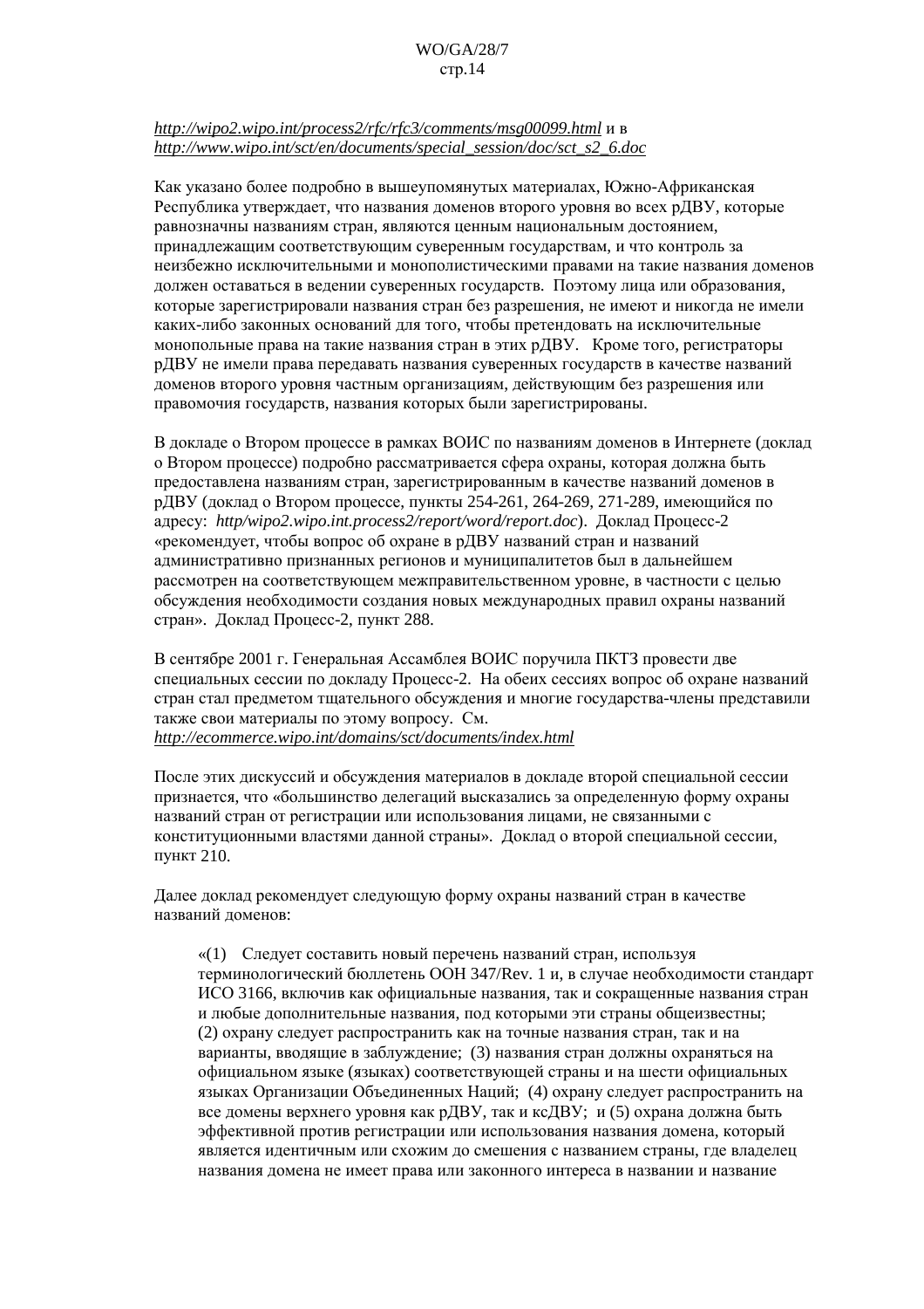*http://wipo2.wipo.int/process2/rfc/rfc3/comments/msg00099.html* и в *http://www.wipo.int/sct/en/documents/special_session/doc/sct_s2_6.doc*

Как указано более подробно в вышеупомянутых материалах, Южно-Африканская Республика утверждает, что названия доменов второго уровня во всех рДВУ, которые равнозначны названиям стран, являются ценным национальным достоянием, принадлежащим соответствующим суверенным государствам, и что контроль за неизбежно исключительными и монополистическими правами на такие названия доменов должен оставаться в ведении суверенных государств. Поэтому лица или образования, которые зарегистрировали названия стран без разрешения, не имеют и никогда не имели каких-либо законных оснований для того, чтобы претендовать на исключительные монопольные права на такие названия стран в этих рДВУ. Кроме того, регистраторы рДВУ не имели права передавать названия суверенных государств в качестве названий доменов второго уровня частным организациям, действующим без разрешения или правомочия государств, названия которых были зарегистрированы.

В докладе о Втором процессе в рамках ВОИС по названиям доменов в Интернете (доклад о Втором процессе) подробно рассматривается сфера охраны, которая должна быть предоставлена названиям стран, зарегистрированным в качестве названий доменов в рДВУ (доклад о Втором процессе, пункты 254-261, 264-269, 271-289, имеющийся по адресу: *http/wipo2.wipo.int.process2/report/word/report.doc*). Доклад Процесс-2 «рекомендует, чтобы вопрос об охране в рДВУ названий стран и названий административно признанных регионов и муниципалитетов был в дальнейшем рассмотрен на соответствующем межправительственном уровне, в частности с целью обсуждения необходимости создания новых международных правил охраны названий стран». Доклад Процесс-2, пункт 288.

В сентябре 2001 г. Генеральная Ассамблея ВОИС поручила ПКТЗ провести две специальных сессии по докладу Процесс-2. На обеих сессиях вопрос об охране названий стран стал предметом тщательного обсуждения и многие государства-члены представили также свои материалы по этому вопросу. См. *http://ecommerce.wipo.int/domains/sct/documents/index.html*

После этих дискуссий и обсуждения материалов в докладе второй специальной сессии признается, что «большинство делегаций высказались за определенную форму охраны названий стран от регистрации или использования лицами, не связанными с конституционными властями данной страны». Доклад о второй специальной сессии, пункт 210.

Далее доклад рекомендует следующую форму охраны названий стран в качестве названий доменов:

> «(1) Следует составить новый перечень названий стран, используя терминологический бюллетень ООН 347/Rev. 1 и, в случае необходимости стандарт ИСО 3166, включив как официальные названия, так и сокращенные названия стран и любые дополнительные названия, под которыми эти страны общеизвестны; (2) охрану следует распространить как на точные названия стран, так и на варианты, вводящие в заблуждение; (3) названия стран должны охраняться на официальном языке (языках) соответствующей страны и на шести официальных языках Организации Объединенных Наций; (4) охрану следует распространить на все домены верхнего уровня как рДВУ, так и ксДВУ; и (5) охрана должна быть эффективной против регистрации или использования названия домена, который является идентичным или схожим до смешения с названием страны, где владелец названия домена не имеет права или законного интереса в названии и название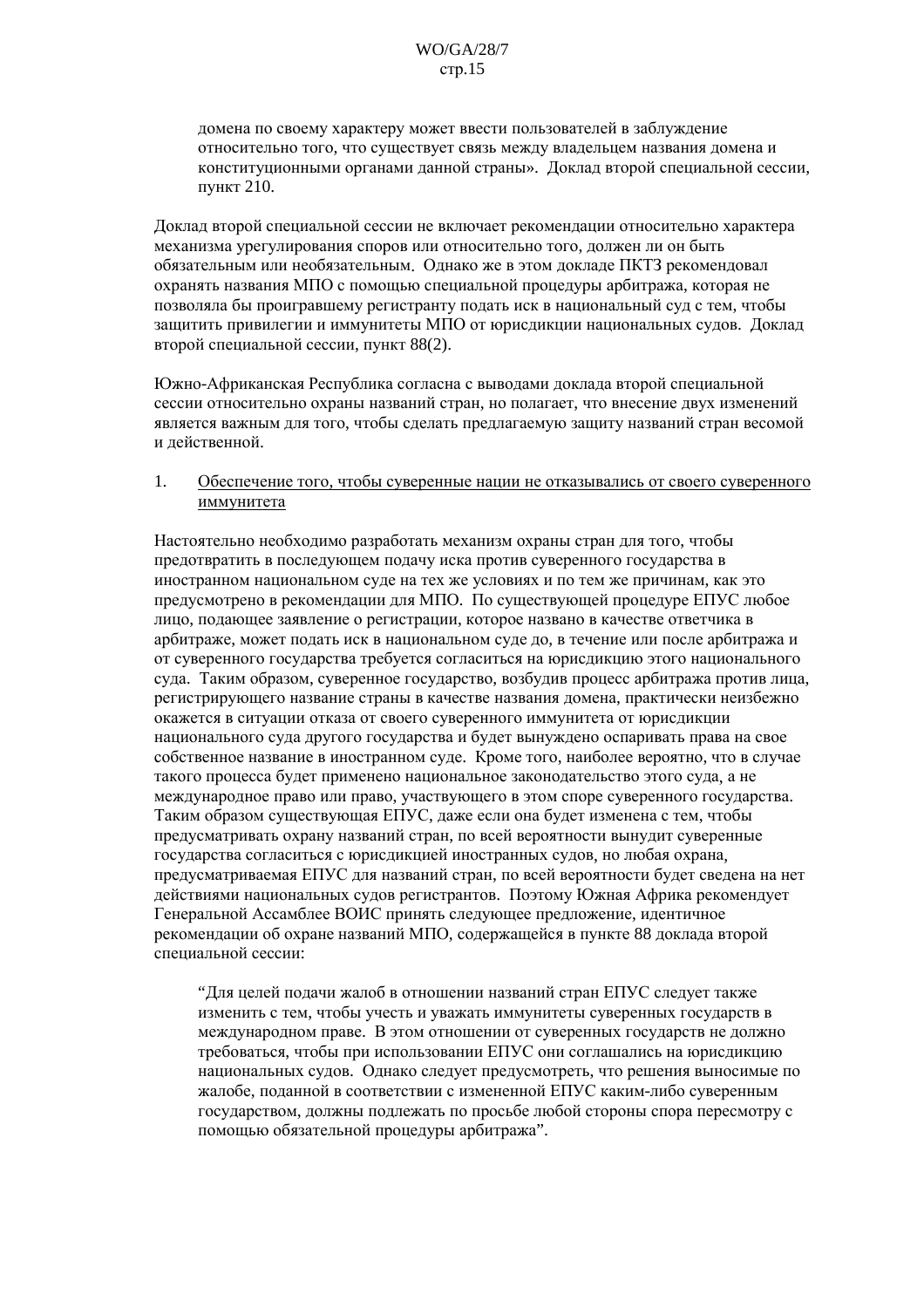домена по своему характеру может ввести пользователей в заблуждение относительно того, что существует связь между владельцем названия домена и конституционными органами данной страны». Доклад второй специальной сессии, пункт 210.

Доклад второй специальной сессии не включает рекомендации относительно характера механизма урегулирования споров или относительно того, должен ли он быть обязательным или необязательным. Однако же в этом докладе ПКТЗ рекомендовал охранять названия МПО с помощью специальной процедуры арбитража, которая не позволяла бы проигравшему регистранту подать иск в национальный суд с тем, чтобы защитить привилегии и иммунитеты МПО от юрисдикции национальных судов. Доклад второй специальной сессии, пункт 88(2).

Южно-Африканская Республика согласна с выводами доклада второй специальной сессии относительно охраны названий стран, но полагает, что внесение двух изменений является важным для того, чтобы сделать предлагаемую защиту названий стран весомой и действенной.

1. <u>Обеспечение того, чтобы суверенные нации не отказывались от своего суверенного иммунитета</u>

Настоятельно необходимо разработать механизм охраны стран для того, чтобы предотвратить в последующем подачу иска против суверенного государства в иностранном национальном суде на тех же условиях и по тем же причинам, как это предусмотрено в рекомендации для МПО. По существующей процедуре ЕПУС любое лицо, подающее заявление о регистрации, которое названо в качестве ответчика в арбитраже, может подать иск в национальном суде до, в течение или после арбитража и от суверенного государства требуется согласиться на юрисдикцию этого национального суда. Таким образом, суверенное государство, возбудив процесс арбитража против лица, регистрирующего название страны в качестве названия домена, практически неизбежно окажется в ситуации отказа от своего суверенного иммунитета от юрисдикции национального суда другого государства и будет вынуждено оспаривать права на свое собственное название в иностранном суде. Кроме того, наиболее вероятно, что в случае такого процесса будет применено национальное законодательство этого суда, а не международное право или право, участвующего в этом споре суверенного государства. Таким образом существующая ЕПУС, даже если она будет изменена с тем, чтобы предусматривать охрану названий стран, по всей вероятности вынудит суверенные государства согласиться с юрисдикцией иностранных судов, но любая охрана, предусматриваемая ЕПУС для названий стран, по всей вероятности будет сведена на нет действиями национальных судов регистрантов. Поэтому Южная Африка рекомендует Генеральной Ассамблее ВОИС принять следующее предложение, идентичное рекомендации об охране названий МПО, содержащейся в пункте 88 доклада второй специальной сессии:

> "Для целей подачи жалоб в отношении названий стран ЕПУС следует также изменить с тем, чтобы учесть и уважать иммунитеты суверенных государств в международном праве. В этом отношении от суверенных государств не должно требоваться, чтобы при использовании ЕПУС они соглашались на юрисдикцию национальных судов. Однако следует предусмотреть, что решения выносимые по жалобе, поданной в соответствии с измененной ЕПУС каким-либо суверенным государством, должны подлежать по просьбе любой стороны спора пересмотру с помощью обязательной процедуры арбитража".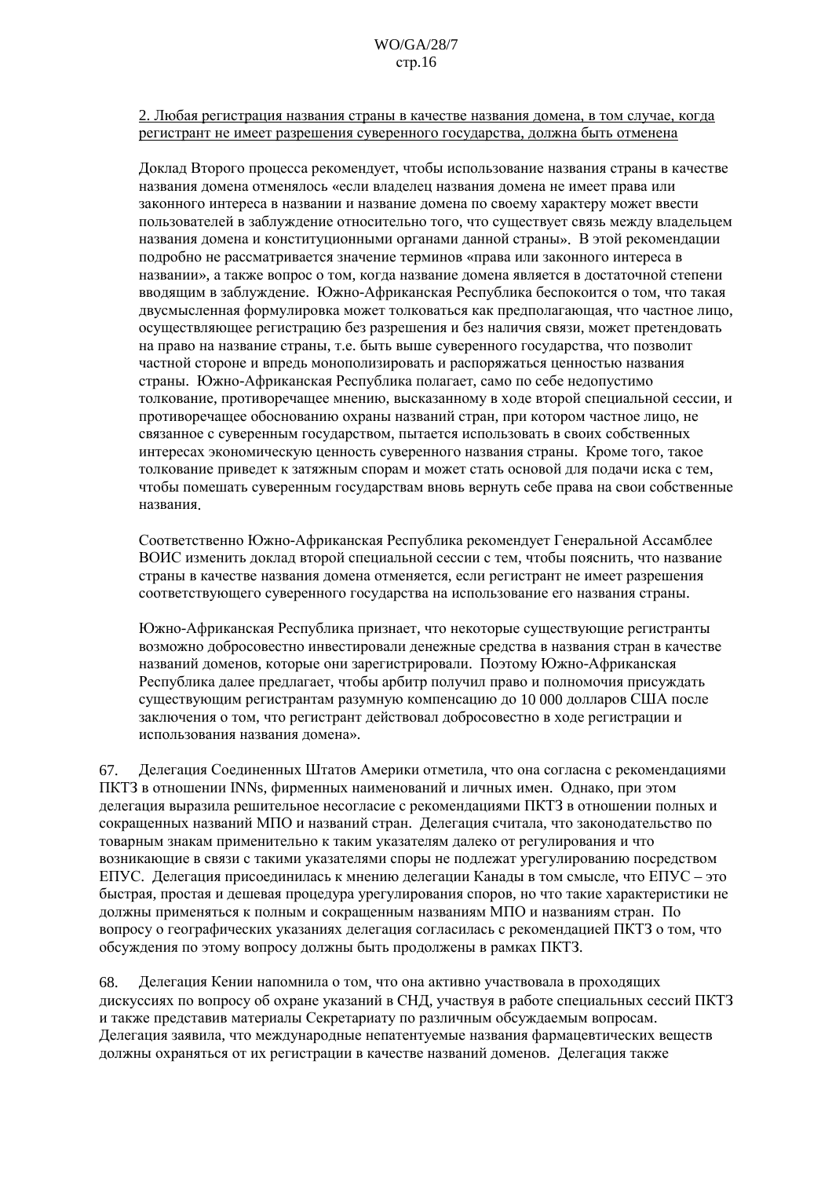2. Любая регистрация названия страны в качестве названия домена, в том случае, когда регистрант не имеет разрешения суверенного государства, должна быть отменена

Доклад Второго процесса рекомендует, чтобы использование названия страны в качестве названия домена отменялось «если владелец названия домена не имеет права или законного интереса в названии и название домена по своему характеру может ввести пользователей в заблуждение относительно того, что существует связь между владельцем названия домена и конституционными органами данной страны». В этой рекомендации подробно не рассматривается значение терминов «права или законного интереса в названии», а также вопрос о том, когда название домена является в достаточной степени вводящим в заблуждение. Южно-Африканская Республика беспокоится о том, что такая двусмысленная формулировка может толковаться как предполагающая, что частное лицо, осуществляющее регистрацию без разрешения и без наличия связи, может претендовать на право на название страны, т.е. быть выше суверенного государства, что позволит частной стороне и впредь монополизировать и распоряжаться ценностью названия страны. Южно-Африканская Республика полагает, само по себе недопустимо толкование, противоречащее мнению, высказанному в ходе второй специальной сессии, и противоречащее обоснованию охраны названий стран, при котором частное лицо, не связанное с суверенным государством, пытается использовать в своих собственных интересах экономическую ценность суверенного названия страны. Кроме того, такое толкование приведет к затяжным спорам и может стать основой для подачи иска с тем, чтобы помешать суверенным государствам вновь вернуть себе права на свои собственные названия.

Соответственно Южно-Африканская Республика рекомендует Генеральной Ассамблее ВОИС изменить доклад второй специальной сессии с тем, чтобы пояснить, что название страны в качестве названия домена отменяется, если регистрант не имеет разрешения соответствующего суверенного государства на использование его названия страны.

Южно-Африканская Республика признает, что некоторые существующие регистранты возможно добросовестно инвестировали денежные средства в названия стран в качестве названий доменов, которые они зарегистрировали. Поэтому Южно-Африканская Республика далее предлагает, чтобы арбитр получил право и полномочия присуждать существующим регистрантам разумную компенсацию до 10 000 долларов США после заключения о том, что регистрант действовал добросовестно в ходе регистрации и использования названия домена».

67. Делегация Соединенных Штатов Америки отметила, что она согласна с рекомендациями ПКТЗ в отношении INNs, фирменных наименований и личных имен. Однако, при этом делегация выразила решительное несогласие с рекомендациями ПКТЗ в отношении полных и сокращенных названий МПО и названий стран. Делегация считала, что законодательство по товарным знакам применительно к таким указателям далеко от регулирования и что возникающие в связи с такими указателями споры не подлежат урегулированию посредством ЕПУС. Делегация присоединилась к мнению делегации Канады в том смысле, что ЕПУС – это быстрая, простая и дешевая процедура урегулирования споров, но что такие характеристики не должны применяться к полным и сокращенным названиям МПО и названиям стран. По вопросу о географических указаниях делегация согласилась с рекомендацией ПКТЗ о том, что обсуждения по этому вопросу должны быть продолжены в рамках ПКТЗ.

68. Делегация Кении напомнила о том, что она активно участвовала в проходящих дискуссиях по вопросу об охране указаний в СНД, участвуя в работе специальных сессий ПКТЗ и также представив материалы Секретариату по различным обсуждаемым вопросам. Делегация заявила, что международные непатентуемые названия фармацевтических веществ должны охраняться от их регистрации в качестве названий доменов. Делегация также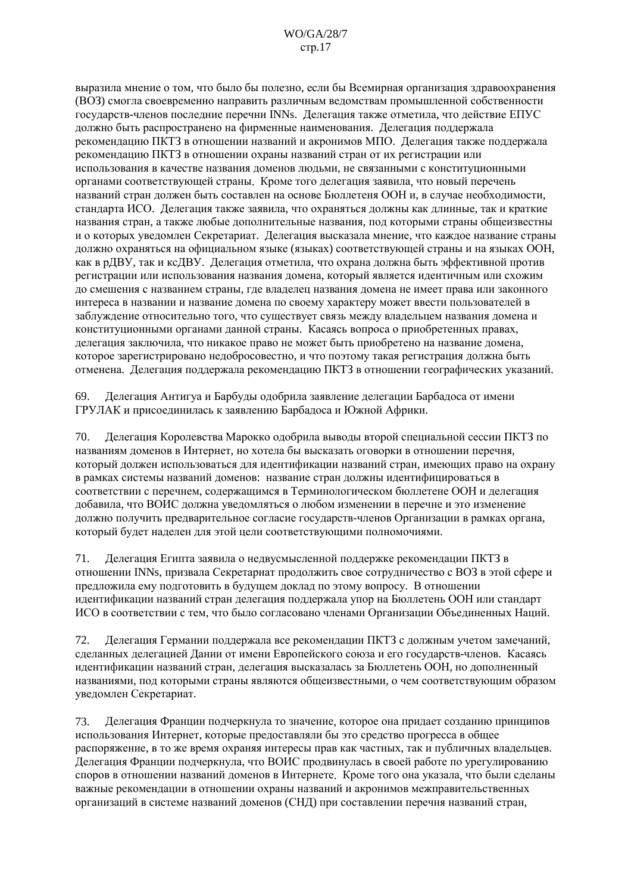выразила мнение о том, что было бы полезно, если бы Всемирная организация здравоохранения (ВОЗ) смогла своевременно направить различным ведомствам промышленной собственности государств-членов последние перечни INNs. Делегация также отметила, что действие ЕПУС должно быть распространено на фирменные наименования. Делегация поддержала рекомендацию ПКТЗ в отношении названий и акронимов МПО. Делегация также поддержала рекомендацию ПКТЗ в отношении охраны названий стран от их регистрации или использования в качестве названия доменов людьми, не связанными с конституционными органами соответствующей страны. Кроме того делегация заявила, что новый перечень названий стран должен быть составлен на основе Бюллетеня ООН и, в случае необходимости, стандарта ИСО. Делегация также заявила, что охраняться должны как длинные, так и краткие названия стран, а также любые дополнительные названия, под которыми страны общеизвестны и о которых уведомлен Секретариат. Делегация высказала мнение, что каждое название страны должно охраняться на официальном языке (языках) соответствующей страны и на языках ООН, как в рДВУ, так и ксДВУ. Делегация отметила, что охрана должна быть эффективной против регистрации или использования названия домена, который является идентичным или схожим до смешения с названием страны, где владелец названия домена не имеет права или законного интереса в названии и название домена по своему характеру может ввести пользователей в заблуждение относительно того, что существует связь между владельцем названия домена и конституционными органами данной страны. Касаясь вопроса о приобретенных правах, делегация заключила, что никакое право не может быть приобретено на название домена, которое зарегистрировано недобросовестно, и что поэтому такая регистрация должна быть отменена. Делегация поддержала рекомендацию ПКТЗ в отношении географических указаний.

69. Делегация Антигуа и Барбуды одобрила заявление делегации Барбадоса от имени ГРУЛАК и присоединилась к заявлению Барбадоса и Южной Африки.

70. Делегация Королевства Марокко одобрила выводы второй специальной сессии ПКТЗ по названиям доменов в Интернет, но хотела бы высказать оговорки в отношении перечня, который должен использоваться для идентификации названий стран, имеющих право на охрану в рамках системы названий доменов: название стран должны идентифицироваться в соответствии с перечнем, содержащимся в Терминологическом бюллетене ООН и делегация добавила, что ВОИС должна уведомляться о любом изменении в перечне и это изменение должно получить предварительное согласие государств-членов Организации в рамках органа, который будет наделен для этой цели соответствующими полномочиями.

71. Делегация Египта заявила о недвусмысленной поддержке рекомендации ПКТЗ в отношении INNs, призвала Секретариат продолжить свое сотрудничество с ВОЗ в этой сфере и предложила ему подготовить в будущем доклад по этому вопросу. В отношении идентификации названий стран делегация поддержала упор на Бюллетень ООН или стандарт ИСО в соответствии с тем, что было согласовано членами Организации Объединенных Наций.

72. Делегация Германии поддержала все рекомендации ПКТЗ с должным учетом замечаний, сделанных делегацией Дании от имени Европейского союза и его государств-членов. Касаясь идентификации названий стран, делегация высказалась за Бюллетень ООН, но дополненный названиями, под которыми страны являются общеизвестными, о чем соответствующим образом уведомлен Секретариат.

73. Делегация Франции подчеркнула то значение, которое она придает созданию принципов использования Интернет, которые предоставляли бы это средство прогресса в общее распоряжение, в то же время охраняя интересы прав как частных, так и публичных владельцев. Делегация Франции подчеркнула, что ВОИС продвинулась в своей работе по урегулированию споров в отношении названий доменов в Интернете. Кроме того она указала, что были сделаны важные рекомендации в отношении охраны названий и акронимов межправительственных организаций в системе названий доменов (СНД) при составлении перечня названий стран,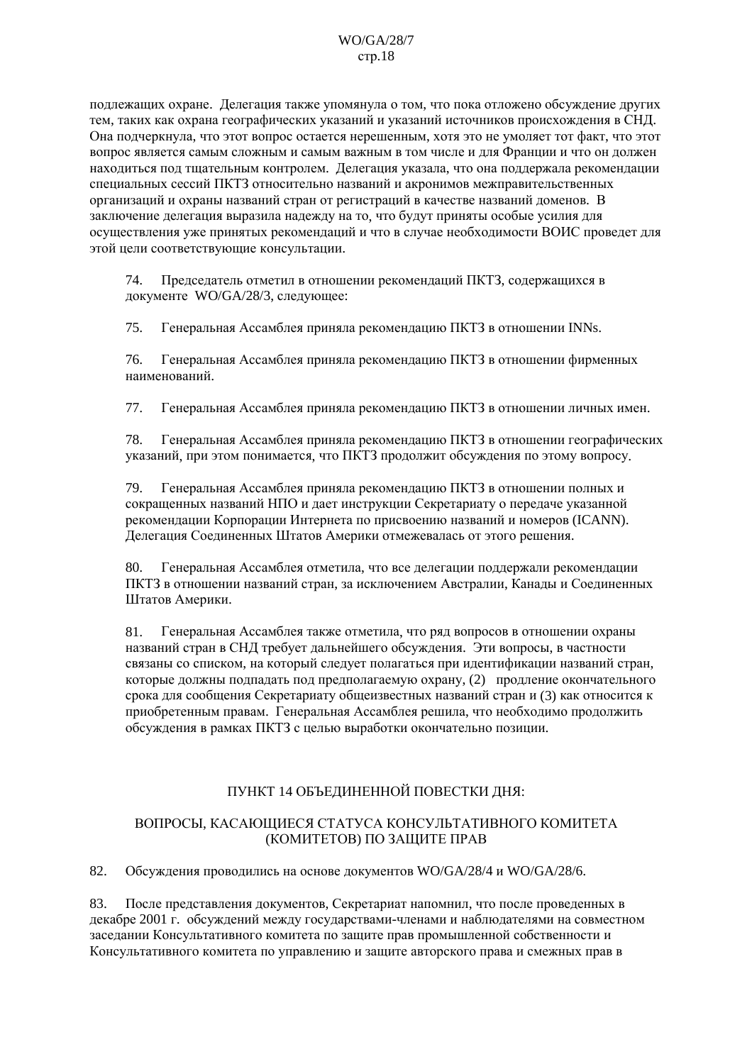подлежащих охране. Делегация также упомянула о том, что пока отложено обсуждение других тем, таких как охрана географических указаний и указаний источников происхождения в СНД. Она подчеркнула, что этот вопрос остается нерешенным, хотя это не умоляет тот факт, что этот вопрос является самым сложным и самым важным в том числе и для Франции и что он должен находиться под тщательным контролем. Делегация указала, что она поддержала рекомендации специальных сессий ПКТЗ относительно названий и акронимов межправительственных организаций и охраны названий стран от регистраций в качестве названий доменов. В заключение делегация выразила надежду на то, что будут приняты особые усилия для осуществления уже принятых рекомендаций и что в случае необходимости ВОИС проведет для этой цели соответствующие консультации.

74. Председатель отметил в отношении рекомендаций ПКТЗ, содержащихся в документе WO/GA/28/3, следующее:

75. Генеральная Ассамблея приняла рекомендацию ПКТЗ в отношении INNs.

76. Генеральная Ассамблея приняла рекомендацию ПКТЗ в отношении фирменных наименований.

77. Генеральная Ассамблея приняла рекомендацию ПКТЗ в отношении личных имен.

78. Генеральная Ассамблея приняла рекомендацию ПКТЗ в отношении географических указаний, при этом понимается, что ПКТЗ продолжит обсуждения по этому вопросу.

79. Генеральная Ассамблея приняла рекомендацию ПКТЗ в отношении полных и сокращенных названий НПО и дает инструкции Секретариату о передаче указанной рекомендации Корпорации Интернета по присвоению названий и номеров (ICANN). Делегация Соединенных Штатов Америки отмежевалась от этого решения.

80. Генеральная Ассамблея отметила, что все делегации поддержали рекомендации ПКТЗ в отношении названий стран, за исключением Австралии, Канады и Соединенных Штатов Америки.

81. Генеральная Ассамблея также отметила, что ряд вопросов в отношении охраны названий стран в СНД требует дальнейшего обсуждения. Эти вопросы, в частности связаны со списком, на который следует полагаться при идентификации названий стран, которые должны подпадать под предполагаемую охрану, (2) продление окончательного срока для сообщения Секретариату общеизвестных названий стран и (3) как относится к приобретенным правам. Генеральная Ассамблея решила, что необходимо продолжить обсуждения в рамках ПКТЗ с целью выработки окончательно позиции.

## ПУНКТ 14 ОБЪЕДИНЕННОЙ ПОВЕСТКИ ДНЯ:

## ВОПРОСЫ, КАСАЮЩИЕСЯ СТАТУСА КОНСУЛЬТАТИВНОГО КОМИТЕТА (КОМИТЕТОВ) ПО ЗАЩИТЕ ПРАВ

82. Обсуждения проводились на основе документов WO/GA/28/4 и WO/GA/28/6.

83. После представления документов, Секретариат напомнил, что после проведенных в декабре 2001 г. обсуждений между государствами-членами и наблюдателями на совместном заседании Консультативного комитета по защите прав промышленной собственности и Консультативного комитета по управлению и защите авторского права и смежных прав в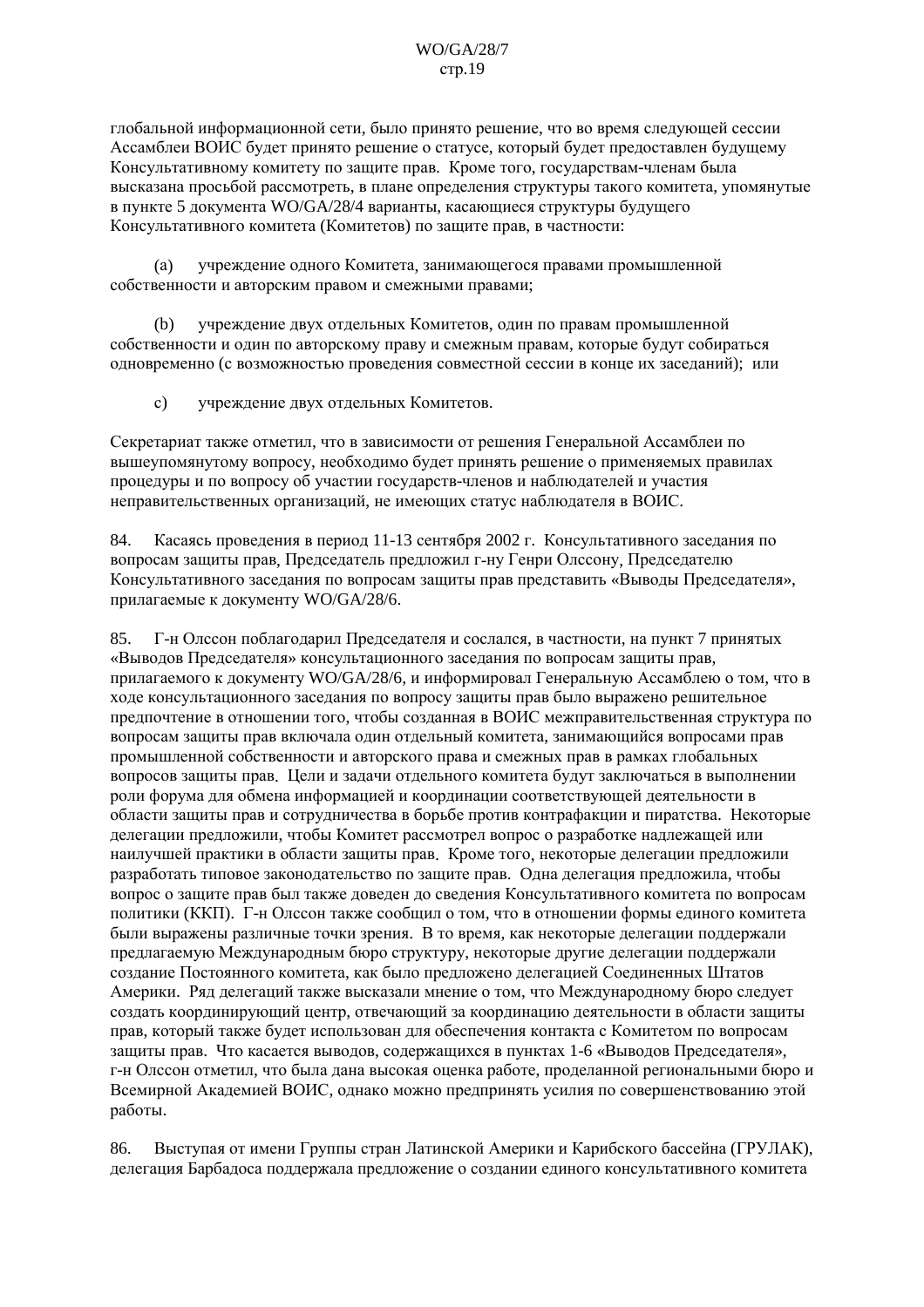глобальной информационной сети, было принято решение, что во время следующей сессии Ассамблеи ВОИС будет принято решение о статусе, который будет предоставлен будущему Консультативному комитету по защите прав. Кроме того, государствам-членам была высказана просьбой рассмотреть, в плане определения структуры такого комитета, упомянутые в пункте 5 документа WO/GA/28/4 варианты, касающиеся структуры будущего Консультативного комитета (Комитетов) по защите прав, в частности:

(a) учреждение одного Комитета, занимающегося правами промышленной собственности и авторским правом и смежными правами;

(b) учреждение двух отдельных Комитетов, один по правам промышленной собственности и один по авторскому праву и смежным правам, которые будут собираться одновременно (с возможностью проведения совместной сессии в конце их заседаний); или

c) учреждение двух отдельных Комитетов.

Секретариат также отметил, что в зависимости от решения Генеральной Ассамблеи по вышеупомянутому вопросу, необходимо будет принять решение о применяемых правилах процедуры и по вопросу об участии государств-членов и наблюдателей и участия неправительственных организаций, не имеющих статус наблюдателя в ВОИС.

84. Касаясь проведения в период 11-13 сентября 2002 г. Консультативного заседания по вопросам защиты прав, Председатель предложил г-ну Генри Олссону, Председателю Консультативного заседания по вопросам защиты прав представить «Выводы Председателя», прилагаемые к документу WO/GA/28/6.

85. Г-н Олссон поблагодарил Председателя и сослался, в частности, на пункт 7 принятых «Выводов Председателя» консультационного заседания по вопросам защиты прав, прилагаемого к документу WO/GA/28/6, и информировал Генеральную Ассамблею о том, что в ходе консультационного заседания по вопросу защиты прав было выражено решительное предпочтение в отношении того, чтобы созданная в ВОИС межправительственная структура по вопросам защиты прав включала один отдельный комитета, занимающийся вопросами прав промышленной собственности и авторского права и смежных прав в рамках глобальных вопросов защиты прав. Цели и задачи отдельного комитета будут заключаться в выполнении роли форума для обмена информацией и координации соответствующей деятельности в области защиты прав и сотрудничества в борьбе против контрафакции и пиратства. Некоторые делегации предложили, чтобы Комитет рассмотрел вопрос о разработке надлежащей или наилучшей практики в области защиты прав. Кроме того, некоторые делегации предложили разработать типовое законодательство по защите прав. Одна делегация предложила, чтобы вопрос о защите прав был также доведен до сведения Консультативного комитета по вопросам политики (ККП). Г-н Олссон также сообщил о том, что в отношении формы единого комитета были выражены различные точки зрения. В то время, как некоторые делегации поддержали предлагаемую Международным бюро структуру, некоторые другие делегации поддержали создание Постоянного комитета, как было предложено делегацией Соединенных Штатов Америки. Ряд делегаций также высказали мнение о том, что Международному бюро следует создать координирующий центр, отвечающий за координацию деятельности в области защиты прав, который также будет использован для обеспечения контакта с Комитетом по вопросам защиты прав. Что касается выводов, содержащихся в пунктах 1-6 «Выводов Председателя», г-н Олссон отметил, что была дана высокая оценка работе, проделанной региональными бюро и Всемирной Академией ВОИС, однако можно предпринять усилия по совершенствованию этой работы.

86. Выступая от имени Группы стран Латинской Америки и Карибского бассейна (ГРУЛАК), делегация Барбадоса поддержала предложение о создании единого консультативного комитета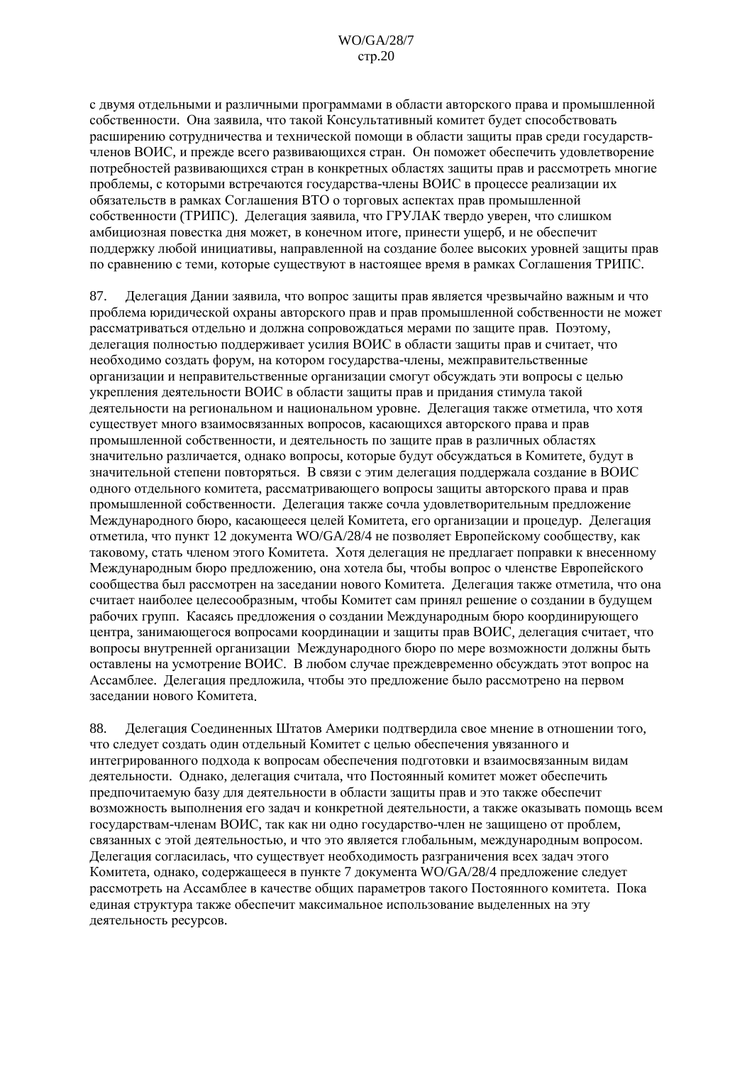с двумя отдельными и различными программами в области авторского права и промышленной собственности. Она заявила, что такой Консультативный комитет будет способствовать расширению сотрудничества и технической помощи в области защиты прав среди государств-членов ВОИС, и прежде всего развивающихся стран. Он поможет обеспечить удовлетворение потребностей развивающихся стран в конкретных областях защиты прав и рассмотреть многие проблемы, с которыми встречаются государства-члены ВОИС в процессе реализации их обязательств в рамках Соглашения ВТО о торговых аспектах прав промышленной собственности (ТРИПС). Делегация заявила, что ГРУЛАК твердо уверен, что слишком амбициозная повестка дня может, в конечном итоге, принести ущерб, и не обеспечит поддержку любой инициативы, направленной на создание более высоких уровней защиты прав по сравнению с теми, которые существуют в настоящее время в рамках Соглашения ТРИПС.

87. Делегация Дании заявила, что вопрос защиты прав является чрезвычайно важным и что проблема юридической охраны авторского прав и прав промышленной собственности не может рассматриваться отдельно и должна сопровождаться мерами по защите прав. Поэтому, делегация полностью поддерживает усилия ВОИС в области защиты прав и считает, что необходимо создать форум, на котором государства-члены, межправительственные организации и неправительственные организации смогут обсуждать эти вопросы с целью укрепления деятельности ВОИС в области защиты прав и придания стимула такой деятельности на региональном и национальном уровне. Делегация также отметила, что хотя существует много взаимосвязанных вопросов, касающихся авторского права и прав промышленной собственности, и деятельность по защите прав в различных областях значительно различается, однако вопросы, которые будут обсуждаться в Комитете, будут в значительной степени повторяться. В связи с этим делегация поддержала создание в ВОИС одного отдельного комитета, рассматривающего вопросы защиты авторского права и прав промышленной собственности. Делегация также сочла удовлетворительным предложение Международного бюро, касающееся целей Комитета, его организации и процедур. Делегация отметила, что пункт 12 документа WO/GA/28/4 не позволяет Европейскому сообществу, как таковому, стать членом этого Комитета. Хотя делегация не предлагает поправки к внесенному Международным бюро предложению, она хотела бы, чтобы вопрос о членстве Европейского сообщества был рассмотрен на заседании нового Комитета. Делегация также отметила, что она считает наиболее целесообразным, чтобы Комитет сам принял решение о создании в будущем рабочих групп. Касаясь предложения о создании Международным бюро координирующего центра, занимающегося вопросами координации и защиты прав ВОИС, делегация считает, что вопросы внутренней организации Международного бюро по мере возможности должны быть оставлены на усмотрение ВОИС. В любом случае преждевременно обсуждать этот вопрос на Ассамблее. Делегация предложила, чтобы это предложение было рассмотрено на первом заседании нового Комитета.

88. Делегация Соединенных Штатов Америки подтвердила свое мнение в отношении того, что следует создать один отдельный Комитет с целью обеспечения увязанного и интегрированного подхода к вопросам обеспечения подготовки и взаимосвязанным видам деятельности. Однако, делегация считала, что Постоянный комитет может обеспечить предпочитаемую базу для деятельности в области защиты прав и это также обеспечит возможность выполнения его задач и конкретной деятельности, а также оказывать помощь всем государствам-членам ВОИС, так как ни одно государство-член не защищено от проблем, связанных с этой деятельностью, и что это является глобальным, международным вопросом. Делегация согласилась, что существует необходимость разграничения всех задач этого Комитета, однако, содержащееся в пункте 7 документа WO/GA/28/4 предложение следует рассмотреть на Ассамблее в качестве общих параметров такого Постоянного комитета. Пока единая структура также обеспечит максимальное использование выделенных на эту деятельность ресурсов.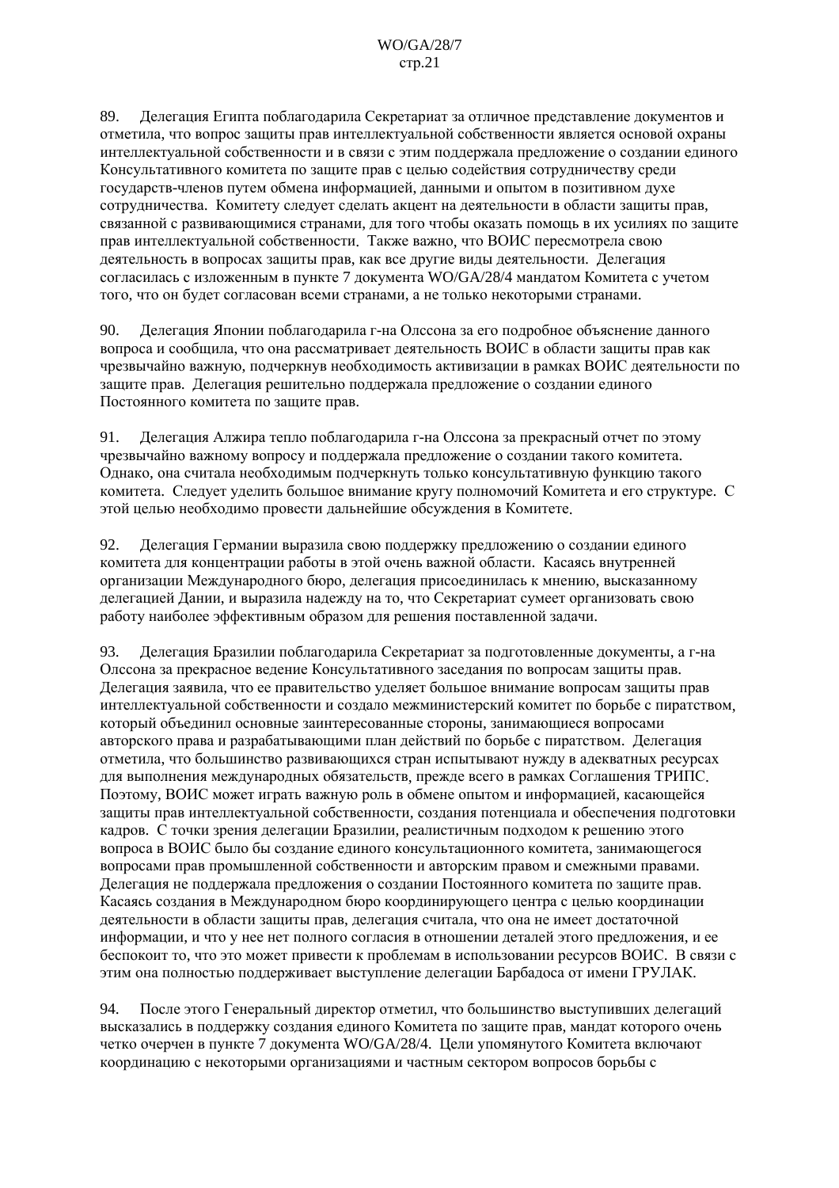89. Делегация Египта поблагодарила Секретариат за отличное представление документов и отметила, что вопрос защиты прав интеллектуальной собственности является основой охраны интеллектуальной собственности и в связи с этим поддержала предложение о создании единого Консультативного комитета по защите прав с целью содействия сотрудничеству среди государств-членов путем обмена информацией, данными и опытом в позитивном духе сотрудничества. Комитету следует сделать акцент на деятельности в области защиты прав, связанной с развивающимися странами, для того чтобы оказать помощь в их усилиях по защите прав интеллектуальной собственности. Также важно, что ВОИС пересмотрела свою деятельность в вопросах защиты прав, как все другие виды деятельности. Делегация согласилась с изложенным в пункте 7 документа WO/GA/28/4 мандатом Комитета с учетом того, что он будет согласован всеми странами, а не только некоторыми странами.

90. Делегация Японии поблагодарила г-на Олссона за его подробное объяснение данного вопроса и сообщила, что она рассматривает деятельность ВОИС в области защиты прав как чрезвычайно важную, подчеркнув необходимость активизации в рамках ВОИС деятельности по защите прав. Делегация решительно поддержала предложение о создании единого Постоянного комитета по защите прав.

91. Делегация Алжира тепло поблагодарила г-на Олссона за прекрасный отчет по этому чрезвычайно важному вопросу и поддержала предложение о создании такого комитета. Однако, она считала необходимым подчеркнуть только консультативную функцию такого комитета. Следует уделить большое внимание кругу полномочий Комитета и его структуре. С этой целью необходимо провести дальнейшие обсуждения в Комитете.

92. Делегация Германии выразила свою поддержку предложению о создании единого комитета для концентрации работы в этой очень важной области. Касаясь внутренней организации Международного бюро, делегация присоединилась к мнению, высказанному делегацией Дании, и выразила надежду на то, что Секретариат сумеет организовать свою работу наиболее эффективным образом для решения поставленной задачи.

93. Делегация Бразилии поблагодарила Секретариат за подготовленные документы, а г-на Олссона за прекрасное ведение Консультативного заседания по вопросам защиты прав. Делегация заявила, что ее правительство уделяет большое внимание вопросам защиты прав интеллектуальной собственности и создало межминистерский комитет по борьбе с пиратством, который объединил основные заинтересованные стороны, занимающиеся вопросами авторского права и разрабатывающими план действий по борьбе с пиратством. Делегация отметила, что большинство развивающихся стран испытывают нужду в адекватных ресурсах для выполнения международных обязательств, прежде всего в рамках Соглашения ТРИПС. Поэтому, ВОИС может играть важную роль в обмене опытом и информацией, касающейся защиты прав интеллектуальной собственности, создания потенциала и обеспечения подготовки кадров. С точки зрения делегации Бразилии, реалистичным подходом к решению этого вопроса в ВОИС было бы создание единого консультационного комитета, занимающегося вопросами прав промышленной собственности и авторским правом и смежными правами. Делегация не поддержала предложения о создании Постоянного комитета по защите прав. Касаясь создания в Международном бюро координирующего центра с целью координации деятельности в области защиты прав, делегация считала, что она не имеет достаточной информации, и что у нее нет полного согласия в отношении деталей этого предложения, и ее беспокоит то, что это может привести к проблемам в использовании ресурсов ВОИС. В связи с этим она полностью поддерживает выступление делегации Барбадоса от имени ГРУЛАК.

94. После этого Генеральный директор отметил, что большинство выступивших делегаций высказались в поддержку создания единого Комитета по защите прав, мандат которого очень четко очерчен в пункте 7 документа WO/GA/28/4. Цели упомянутого Комитета включают координацию с некоторыми организациями и частным сектором вопросов борьбы с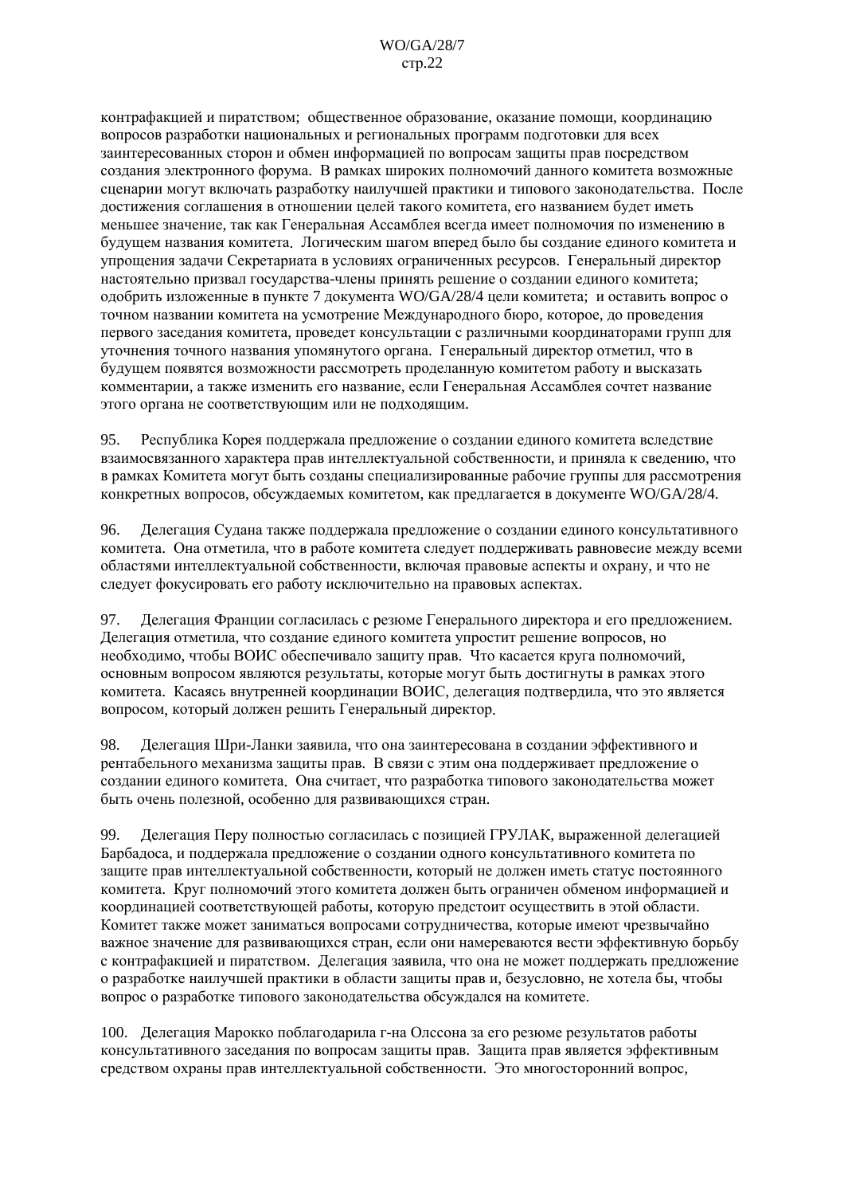контрафакцией и пиратством; общественное образование, оказание помощи, координацию вопросов разработки национальных и региональных программ подготовки для всех заинтересованных сторон и обмен информацией по вопросам защиты прав посредством создания электронного форума. В рамках широких полномочий данного комитета возможные сценарии могут включать разработку наилучшей практики и типового законодательства. После достижения соглашения в отношении целей такого комитета, его названием будет иметь меньшее значение, так как Генеральная Ассамблея всегда имеет полномочия по изменению в будущем названия комитета. Логическим шагом вперед было бы создание единого комитета и упрощения задачи Секретариата в условиях ограниченных ресурсов. Генеральный директор настоятельно призвал государства-члены принять решение о создании единого комитета; одобрить изложенные в пункте 7 документа WO/GA/28/4 цели комитета; и оставить вопрос о точном названии комитета на усмотрение Международного бюро, которое, до проведения первого заседания комитета, проведет консультации с различными координаторами групп для уточнения точного названия упомянутого органа. Генеральный директор отметил, что в будущем появятся возможности рассмотреть проделанную комитетом работу и высказать комментарии, а также изменить его название, если Генеральная Ассамблея сочтет название этого органа не соответствующим или не подходящим.

95. Республика Корея поддержала предложение о создании единого комитета вследствие взаимосвязанного характера прав интеллектуальной собственности, и приняла к сведению, что в рамках Комитета могут быть созданы специализированные рабочие группы для рассмотрения конкретных вопросов, обсуждаемых комитетом, как предлагается в документе WO/GA/28/4.

96. Делегация Судана также поддержала предложение о создании единого консультативного комитета. Она отметила, что в работе комитета следует поддерживать равновесие между всеми областями интеллектуальной собственности, включая правовые аспекты и охрану, и что не следует фокусировать его работу исключительно на правовых аспектах.

97. Делегация Франции согласилась с резюме Генерального директора и его предложением. Делегация отметила, что создание единого комитета упростит решение вопросов, но необходимо, чтобы ВОИС обеспечивало защиту прав. Что касается круга полномочий, основным вопросом являются результаты, которые могут быть достигнуты в рамках этого комитета. Касаясь внутренней координации ВОИС, делегация подтвердила, что это является вопросом, который должен решить Генеральный директор.

98. Делегация Шри-Ланки заявила, что она заинтересована в создании эффективного и рентабельного механизма защиты прав. В связи с этим она поддерживает предложение о создании единого комитета. Она считает, что разработка типового законодательства может быть очень полезной, особенно для развивающихся стран.

99. Делегация Перу полностью согласилась с позицией ГРУЛАК, выраженной делегацией Барбадоса, и поддержала предложение о создании одного консультативного комитета по защите прав интеллектуальной собственности, который не должен иметь статус постоянного комитета. Круг полномочий этого комитета должен быть ограничен обменом информацией и координацией соответствующей работы, которую предстоит осуществить в этой области. Комитет также может заниматься вопросами сотрудничества, которые имеют чрезвычайно важное значение для развивающихся стран, если они намереваются вести эффективную борьбу с контрафакцией и пиратством. Делегация заявила, что она не может поддержать предложение о разработке наилучшей практики в области защиты прав и, безусловно, не хотела бы, чтобы вопрос о разработке типового законодательства обсуждался на комитете.

100. Делегация Марокко поблагодарила г-на Олссона за его резюме результатов работы консультативного заседания по вопросам защиты прав. Защита прав является эффективным средством охраны прав интеллектуальной собственности. Это многосторонний вопрос,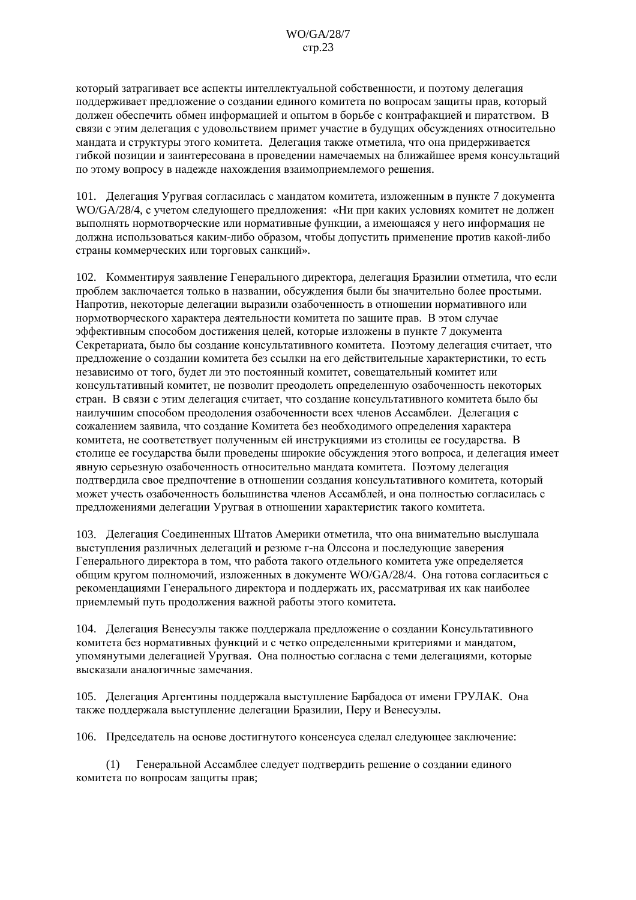который затрагивает все аспекты интеллектуальной собственности, и поэтому делегация поддерживает предложение о создании единого комитета по вопросам защиты прав, который должен обеспечить обмен информацией и опытом в борьбе с контрафакцией и пиратством. В связи с этим делегация с удовольствием примет участие в будущих обсуждениях относительно мандата и структуры этого комитета. Делегация также отметила, что она придерживается гибкой позиции и заинтересована в проведении намечаемых на ближайшее время консультаций по этому вопросу в надежде нахождения взаимоприемлемого решения.

101. Делегация Уругвая согласилась с мандатом комитета, изложенным в пункте 7 документа WO/GA/28/4, с учетом следующего предложения: «Ни при каких условиях комитет не должен выполнять нормотворческие или нормативные функции, а имеющаяся у него информация не должна использоваться каким-либо образом, чтобы допустить применение против какой-либо страны коммерческих или торговых санкций».

102. Комментируя заявление Генерального директора, делегация Бразилии отметила, что если проблем заключается только в названии, обсуждения были бы значительно более простыми. Напротив, некоторые делегации выразили озабоченность в отношении нормативного или нормотворческого характера деятельности комитета по защите прав. В этом случае эффективным способом достижения целей, которые изложены в пункте 7 документа Секретариата, было бы создание консультативного комитета. Поэтому делегация считает, что предложение о создании комитета без ссылки на его действительные характеристики, то есть независимо от того, будет ли это постоянный комитет, совещательный комитет или консультативный комитет, не позволит преодолеть определенную озабоченность некоторых стран. В связи с этим делегация считает, что создание консультативного комитета было бы наилучшим способом преодоления озабоченности всех членов Ассамблеи. Делегация с сожалением заявила, что создание Комитета без необходимого определения характера комитета, не соответствует полученным ей инструкциями из столицы ее государства. В столице ее государства были проведены широкие обсуждения этого вопроса, и делегация имеет явную серьезную озабоченность относительно мандата комитета. Поэтому делегация подтвердила свое предпочтение в отношении создания консультативного комитета, который может учесть озабоченность большинства членов Ассамблей, и она полностью согласилась с предложениями делегации Уругвая в отношении характеристик такого комитета.

103. Делегация Соединенных Штатов Америки отметила, что она внимательно выслушала выступления различных делегаций и резюме г-на Олссона и последующие заверения Генерального директора в том, что работа такого отдельного комитета уже определяется общим кругом полномочий, изложенных в документе WO/GA/28/4. Она готова согласиться с рекомендациями Генерального директора и поддержать их, рассматривая их как наиболее приемлемый путь продолжения важной работы этого комитета.

104. Делегация Венесуэлы также поддержала предложение о создании Консультативного комитета без нормативных функций и с четко определенными критериями и мандатом, упомянутыми делегацией Уругвая. Она полностью согласна с теми делегациями, которые высказали аналогичные замечания.

105. Делегация Аргентины поддержала выступление Барбадоса от имени ГРУЛАК. Она также поддержала выступление делегации Бразилии, Перу и Венесуэлы.

106. Председатель на основе достигнутого консенсуса сделал следующее заключение:

(1) Генеральной Ассамблее следует подтвердить решение о создании единого комитета по вопросам защиты прав;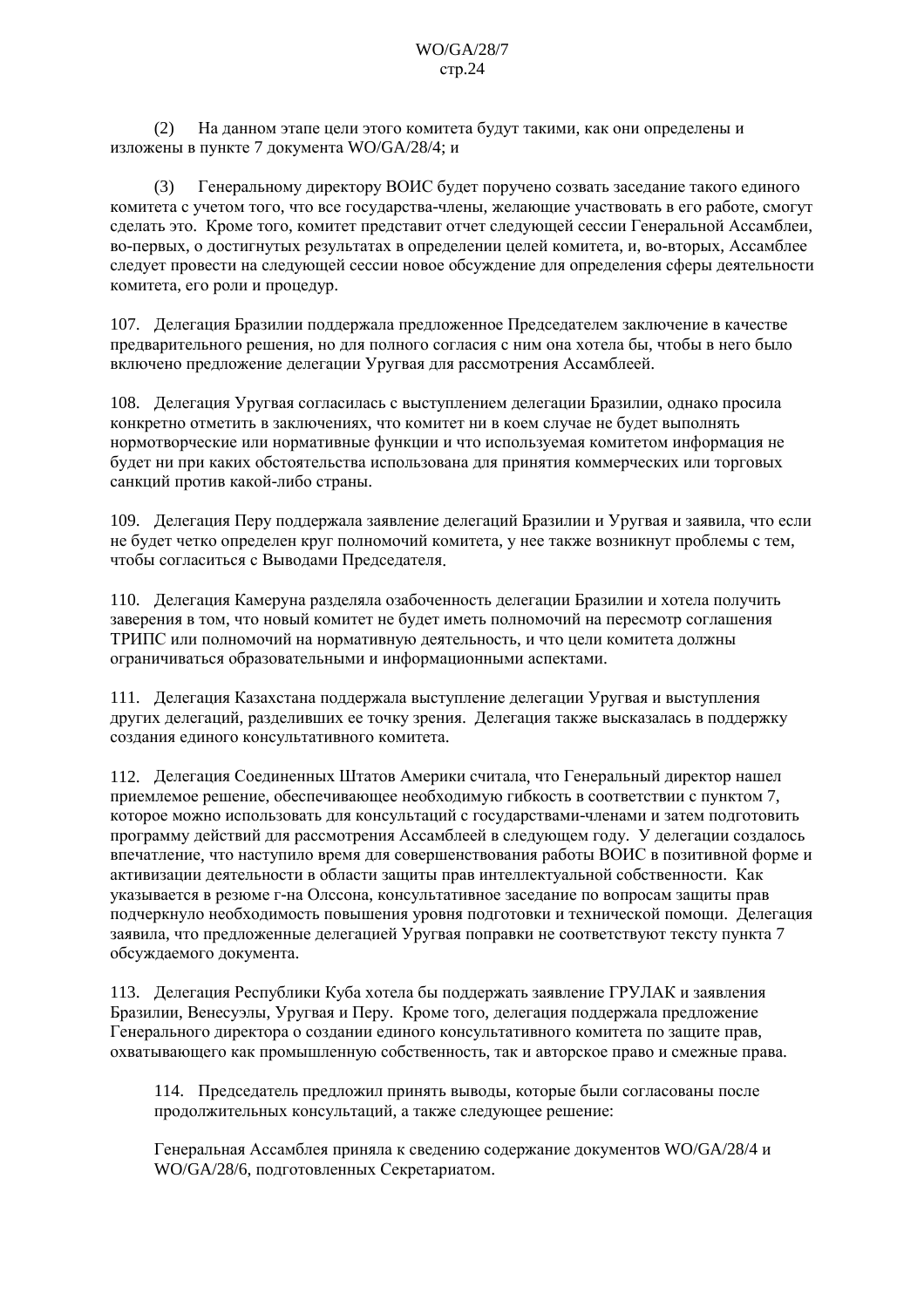(2) На данном этапе цели этого комитета будут такими, как они определены и изложены в пункте 7 документа WO/GA/28/4; и

(3) Генеральному директору ВОИС будет поручено созвать заседание такого единого комитета с учетом того, что все государства-члены, желающие участвовать в его работе, смогут сделать это. Кроме того, комитет представит отчет следующей сессии Генеральной Ассамблеи, во-первых, о достигнутых результатах в определении целей комитета, и, во-вторых, Ассамблее следует провести на следующей сессии новое обсуждение для определения сферы деятельности комитета, его роли и процедур.

107. Делегация Бразилии поддержала предложенное Председателем заключение в качестве предварительного решения, но для полного согласия с ним она хотела бы, чтобы в него было включено предложение делегации Уругвая для рассмотрения Ассамблеей.

108. Делегация Уругвая согласилась с выступлением делегации Бразилии, однако просила конкретно отметить в заключениях, что комитет ни в коем случае не будет выполнять нормотворческие или нормативные функции и что используемая комитетом информация не будет ни при каких обстоятельства использована для принятия коммерческих или торговых санкций против какой-либо страны.

109. Делегация Перу поддержала заявление делегаций Бразилии и Уругвая и заявила, что если не будет четко определен круг полномочий комитета, у нее также возникнут проблемы с тем, чтобы согласиться с Выводами Председателя.

110. Делегация Камеруна разделяла озабоченность делегации Бразилии и хотела получить заверения в том, что новый комитет не будет иметь полномочий на пересмотр соглашения ТРИПС или полномочий на нормативную деятельность, и что цели комитета должны ограничиваться образовательными и информационными аспектами.

111. Делегация Казахстана поддержала выступление делегации Уругвая и выступления других делегаций, разделивших ее точку зрения. Делегация также высказалась в поддержку создания единого консультативного комитета.

112. Делегация Соединенных Штатов Америки считала, что Генеральный директор нашел приемлемое решение, обеспечивающее необходимую гибкость в соответствии с пунктом 7, которое можно использовать для консультаций с государствами-членами и затем подготовить программу действий для рассмотрения Ассамблеей в следующем году. У делегации создалось впечатление, что наступило время для совершенствования работы ВОИС в позитивной форме и активизации деятельности в области защиты прав интеллектуальной собственности. Как указывается в резюме г-на Олссона, консультативное заседание по вопросам защиты прав подчеркнуло необходимость повышения уровня подготовки и технической помощи. Делегация заявила, что предложенные делегацией Уругвая поправки не соответствуют тексту пункта 7 обсуждаемого документа.

113. Делегация Республики Куба хотела бы поддержать заявление ГРУЛАК и заявления Бразилии, Венесуэлы, Уругвая и Перу. Кроме того, делегация поддержала предложение Генерального директора о создании единого консультативного комитета по защите прав, охватывающего как промышленную собственность, так и авторское право и смежные права.

> 114. Председатель предложил принять выводы, которые были согласованы после продолжительных консультаций, а также следующее решение:
>
> Генеральная Ассамблея приняла к сведению содержание документов WO/GA/28/4 и WO/GA/28/6, подготовленных Секретариатом.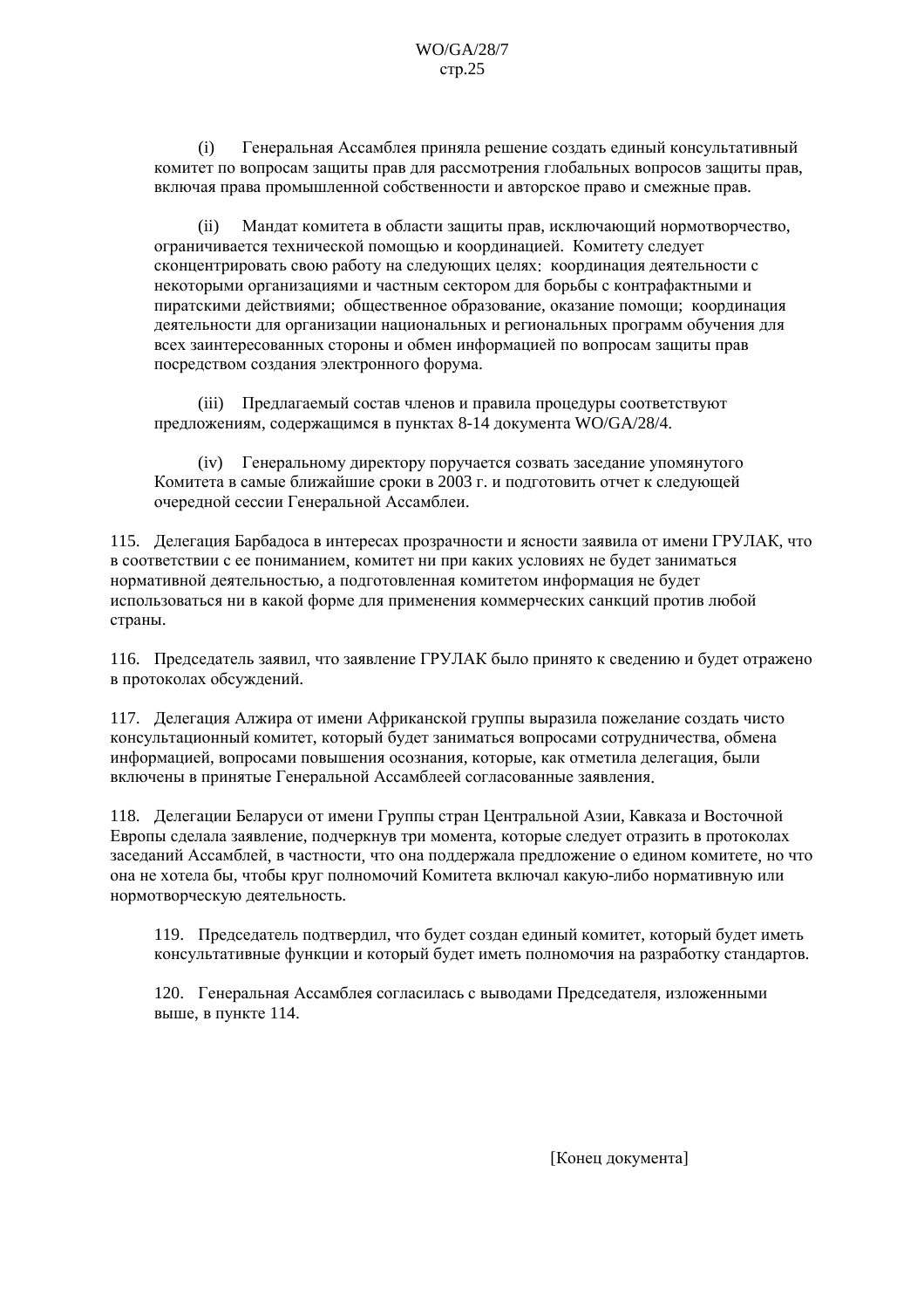(i) Генеральная Ассамблея приняла решение создать единый консультативный комитет по вопросам защиты прав для рассмотрения глобальных вопросов защиты прав, включая права промышленной собственности и авторское право и смежные прав.

(ii) Мандат комитета в области защиты прав, исключающий нормотворчество, ограничивается технической помощью и координацией. Комитету следует сконцентрировать свою работу на следующих целях: координация деятельности с некоторыми организациями и частным сектором для борьбы с контрафактными и пиратскими действиями; общественное образование, оказание помощи; координация деятельности для организации национальных и региональных программ обучения для всех заинтересованных стороны и обмен информацией по вопросам защиты прав посредством создания электронного форума.

(iii) Предлагаемый состав членов и правила процедуры соответствуют предложениям, содержащимся в пунктах 8-14 документа WO/GA/28/4.

(iv) Генеральному директору поручается созвать заседание упомянутого Комитета в самые ближайшие сроки в 2003 г. и подготовить отчет к следующей очередной сессии Генеральной Ассамблеи.

115. Делегация Барбадоса в интересах прозрачности и ясности заявила от имени ГРУЛАК, что в соответствии с ее пониманием, комитет ни при каких условиях не будет заниматься нормативной деятельностью, а подготовленная комитетом информация не будет использоваться ни в какой форме для применения коммерческих санкций против любой страны.

116. Председатель заявил, что заявление ГРУЛАК было принято к сведению и будет отражено в протоколах обсуждений.

117. Делегация Алжира от имени Африканской группы выразила пожелание создать чисто консультационный комитет, который будет заниматься вопросами сотрудничества, обмена информацией, вопросами повышения осознания, которые, как отметила делегация, были включены в принятые Генеральной Ассамблеей согласованные заявления.

118. Делегации Беларуси от имени Группы стран Центральной Азии, Кавказа и Восточной Европы сделала заявление, подчеркнув три момента, которые следует отразить в протоколах заседаний Ассамблей, в частности, что она поддержала предложение о едином комитете, но что она не хотела бы, чтобы круг полномочий Комитета включал какую-либо нормативную или нормотворческую деятельность.

119. Председатель подтвердил, что будет создан единый комитет, который будет иметь консультативные функции и который будет иметь полномочия на разработку стандартов.

120. Генеральная Ассамблея согласилась с выводами Председателя, изложенными выше, в пункте 114.

[Конец документа]